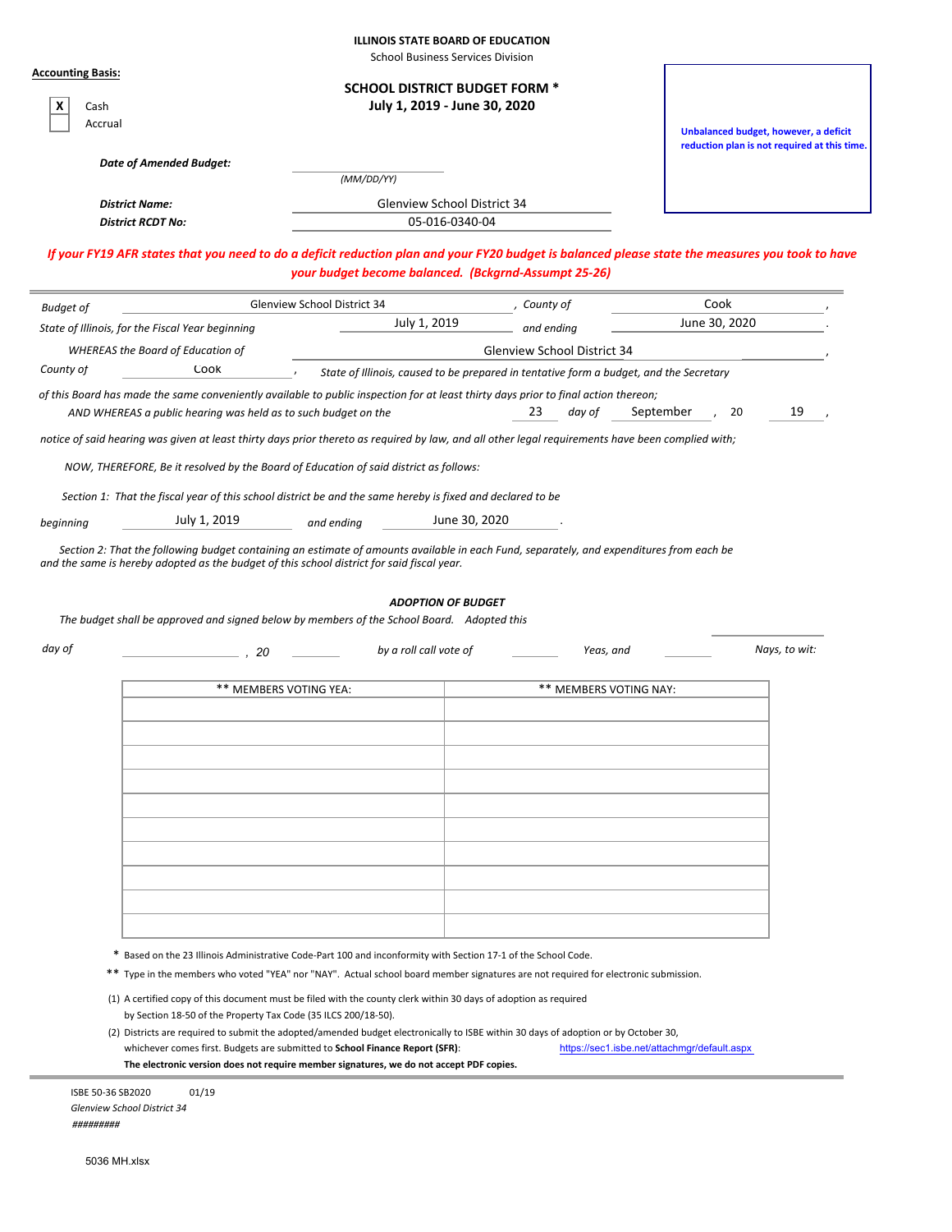**ILLINOIS STATE BOARD OF EDUCATION**
School Business Services Division

**Accounting Basis:**

- [X] Cash
- [ ] Accrual

## SCHOOL DISTRICT BUDGET FORM *
## July 1, 2019 - June 30, 2020

Unbalanced budget, however, a deficit reduction plan is not required at this time.

***Date of Amended Budget:*** ______________ *(MM/DD/YY)*

***District Name:*** Glenview School District 34

***District RCDT No:*** 05-016-0340-04

*If your FY19 AFR states that you need to do a deficit reduction plan and your FY20 budget is balanced please state the measures you took to have your budget become balanced. (Bckgrnd-Assumpt 25-26)*

---

*Budget of* Glenview School District 34 *, County of* Cook ,
*State of Illinois, for the Fiscal Year beginning* July 1, 2019 *and ending* June 30, 2020 .

*WHEREAS the Board of Education of* Glenview School District 34 ,
*County of* Cook , *State of Illinois, caused to be prepared in tentative form a budget, and the Secretary of this Board has made the same conveniently available to public inspection for at least thirty days prior to final action thereon;*

*AND WHEREAS a public hearing was held as to such budget on the* 23 *day of* September , 20 19 ,

*notice of said hearing was given at least thirty days prior thereto as required by law, and all other legal requirements have been complied with;*

*NOW, THEREFORE, Be it resolved by the Board of Education of said district as follows:*

*Section 1: That the fiscal year of this school district be and the same hereby is fixed and declared to be*

*beginning* July 1, 2019 *and ending* June 30, 2020 .

*Section 2: That the following budget containing an estimate of amounts available in each Fund, separately, and expenditures from each be and the same is hereby adopted as the budget of this school district for said fiscal year.*

***ADOPTION OF BUDGET***

*The budget shall be approved and signed below by members of the School Board. Adopted this* ______

*day of* ______________ *, 20* ______ *by a roll call vote of* ______ *Yeas, and* ______ *Nays, to wit:*

| ** MEMBERS VOTING YEA: | ** MEMBERS VOTING NAY: |
|---|---|
| | |
| | |
| | |
| | |
| | |
| | |
| | |
| | |
| | |
| | |

\* Based on the 23 Illinois Administrative Code-Part 100 and inconformity with Section 17-1 of the School Code.

** Type in the members who voted "YEA" nor "NAY". Actual school board member signatures are not required for electronic submission.

(1) A certified copy of this document must be filed with the county clerk within 30 days of adoption as required by Section 18-50 of the Property Tax Code (35 ILCS 200/18-50).

(2) Districts are required to submit the adopted/amended budget electronically to ISBE within 30 days of adoption or by October 30, whichever comes first. Budgets are submitted to **School Finance Report (SFR)**: https://sec1.isbe.net/attachmgr/default.aspx
**The electronic version does not require member signatures, we do not accept PDF copies.**

ISBE 50-36 SB2020 01/19
*Glenview School District 34*
*#########*

5036 MH.xlsx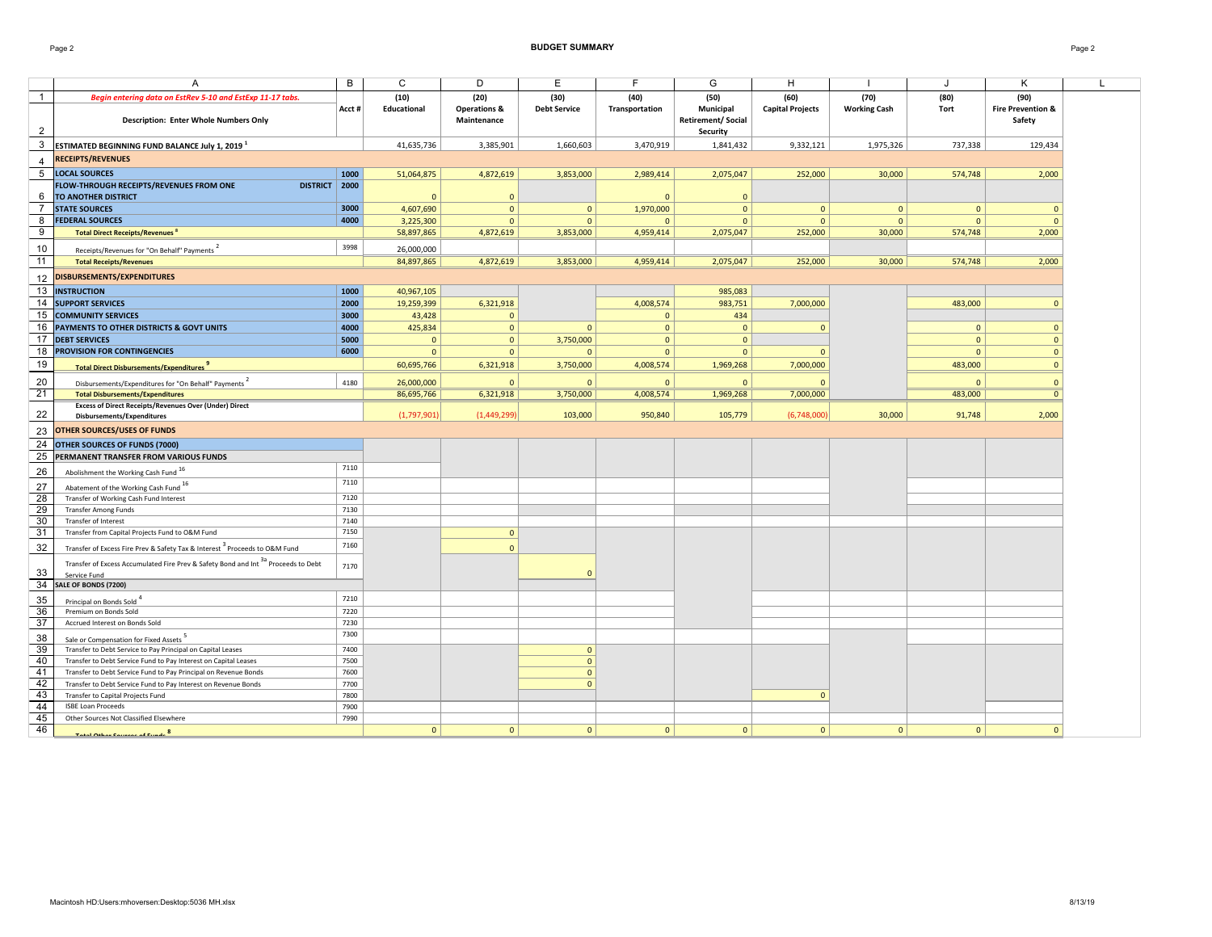## BUDGET SUMMARY

| | A | B | C | D | E | F | G | H | I | J | K |
|---|---|---|---|---|---|---|---|---|---|---|---|
| 1 | *Begin entering data on EstRev 5-10 and EstExp 11-17 tabs.* | Acct # | (10) | (20) | (30) | (40) | (50) | (60) | (70) | (80) | (90) |
| 2 | **Description: Enter Whole Numbers Only** | | **Educational** | **Operations & Maintenance** | **Debt Service** | **Transportation** | **Municipal Retirement/ Social Security** | **Capital Projects** | **Working Cash** | **Tort** | **Fire Prevention & Safety** |
| 3 | **ESTIMATED BEGINNING FUND BALANCE July 1, 2019** [1] | | 41,635,736 | 3,385,901 | 1,660,603 | 3,470,919 | 1,841,432 | 9,332,121 | 1,975,326 | 737,338 | 129,434 |
| 4 | **RECEIPTS/REVENUES** | | | | | | | | | | |
| 5 | **LOCAL SOURCES** | **1000** | 51,064,875 | 4,872,619 | 3,853,000 | 2,989,414 | 2,075,047 | 252,000 | 30,000 | 574,748 | 2,000 |
| 6 | **FLOW-THROUGH RECEIPTS/REVENUES FROM ONE DISTRICT TO ANOTHER DISTRICT** | **2000** | 0 | 0 | | 0 | 0 | | | | |
| 7 | **STATE SOURCES** | **3000** | 4,607,690 | 0 | 0 | 1,970,000 | 0 | 0 | 0 | 0 | 0 |
| 8 | **FEDERAL SOURCES** | **4000** | 3,225,300 | 0 | 0 | 0 | 0 | 0 | 0 | 0 | 0 |
| 9 | **Total Direct Receipts/Revenues** [8] | | 58,897,865 | 4,872,619 | 3,853,000 | 4,959,414 | 2,075,047 | 252,000 | 30,000 | 574,748 | 2,000 |
| 10 | Receipts/Revenues for "On Behalf" Payments [2] | 3998 | 26,000,000 | | | | | | | | |
| 11 | **Total Receipts/Revenues** | | 84,897,865 | 4,872,619 | 3,853,000 | 4,959,414 | 2,075,047 | 252,000 | 30,000 | 574,748 | 2,000 |
| 12 | **DISBURSEMENTS/EXPENDITURES** | | | | | | | | | | |
| 13 | **INSTRUCTION** | **1000** | 40,967,105 | | | | 985,083 | | | | |
| 14 | **SUPPORT SERVICES** | **2000** | 19,259,399 | 6,321,918 | | 4,008,574 | 983,751 | 7,000,000 | | 483,000 | 0 |
| 15 | **COMMUNITY SERVICES** | **3000** | 43,428 | 0 | | 0 | 434 | | | | |
| 16 | **PAYMENTS TO OTHER DISTRICTS & GOVT UNITS** | **4000** | 425,834 | 0 | 0 | 0 | 0 | 0 | | 0 | 0 |
| 17 | **DEBT SERVICES** | **5000** | 0 | 0 | 3,750,000 | 0 | 0 | | | 0 | 0 |
| 18 | **PROVISION FOR CONTINGENCIES** | **6000** | 0 | 0 | 0 | 0 | 0 | 0 | | 0 | 0 |
| 19 | **Total Direct Disbursements/Expenditures** [9] | | 60,695,766 | 6,321,918 | 3,750,000 | 4,008,574 | 1,969,268 | 7,000,000 | | 483,000 | 0 |
| 20 | Disbursements/Expenditures for "On Behalf" Payments [2] | 4180 | 26,000,000 | 0 | 0 | 0 | 0 | 0 | | 0 | 0 |
| 21 | **Total Disbursements/Expenditures** | | 86,695,766 | 6,321,918 | 3,750,000 | 4,008,574 | 1,969,268 | 7,000,000 | | 483,000 | 0 |
| 22 | **Excess of Direct Receipts/Revenues Over (Under) Direct Disbursements/Expenditures** | | (1,797,901) | (1,449,299) | 103,000 | 950,840 | 105,779 | (6,748,000) | 30,000 | 91,748 | 2,000 |
| 23 | **OTHER SOURCES/USES OF FUNDS** | | | | | | | | | | |
| 24 | **OTHER SOURCES OF FUNDS (7000)** | | | | | | | | | | |
| 25 | **PERMANENT TRANSFER FROM VARIOUS FUNDS** | | | | | | | | | | |
| 26 | Abolishment the Working Cash Fund [16] | 7110 | | | | | | | | | |
| 27 | Abatement of the Working Cash Fund [16] | 7110 | | | | | | | | | |
| 28 | Transfer of Working Cash Fund Interest | 7120 | | | | | | | | | |
| 29 | Transfer Among Funds | 7130 | | | | | | | | | |
| 30 | Transfer of Interest | 7140 | | | | | | | | | |
| 31 | Transfer from Capital Projects Fund to O&M Fund | 7150 | | 0 | | | | | | | |
| 32 | Transfer of Excess Fire Prev & Safety Tax & Interest [3] Proceeds to O&M Fund | 7160 | | 0 | | | | | | | |
| 33 | Transfer of Excess Accumulated Fire Prev & Safety Bond and Int [3a] Proceeds to Debt Service Fund | 7170 | | | 0 | | | | | | |
| 34 | **SALE OF BONDS (7200)** | | | | | | | | | | |
| 35 | Principal on Bonds Sold [4] | 7210 | | | | | | | | | |
| 36 | Premium on Bonds Sold | 7220 | | | | | | | | | |
| 37 | Accrued Interest on Bonds Sold | 7230 | | | | | | | | | |
| 38 | Sale or Compensation for Fixed Assets [5] | 7300 | | | | | | | | | |
| 39 | Transfer to Debt Service to Pay Principal on Capital Leases | 7400 | | | 0 | | | | | | |
| 40 | Transfer to Debt Service Fund to Pay Interest on Capital Leases | 7500 | | | 0 | | | | | | |
| 41 | Transfer to Debt Service Fund to Pay Principal on Revenue Bonds | 7600 | | | 0 | | | | | | |
| 42 | Transfer to Debt Service Fund to Pay Interest on Revenue Bonds | 7700 | | | 0 | | | | | | |
| 43 | Transfer to Capital Projects Fund | 7800 | | | | | | 0 | | | |
| 44 | ISBE Loan Proceeds | 7900 | | | | | | | | | |
| 45 | Other Sources Not Classified Elsewhere | 7990 | | | | | | | | | |
| 46 | **Total Other Sources of Funds** [8] | | 0 | 0 | 0 | 0 | 0 | 0 | 0 | 0 | 0 |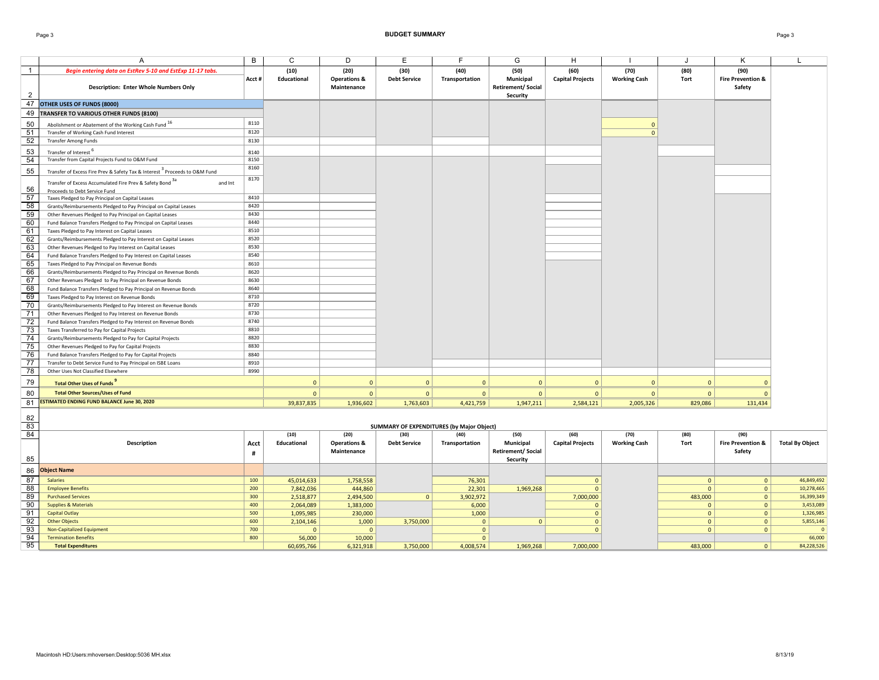# BUDGET SUMMARY

| | A | B | C | D | E | F | G | H | I | J | K | L |
|---|---|---|---|---|---|---|---|---|---|---|---|---|
| 1 | *Begin entering data on EstRev 5-10 and EstExp 11-17 tabs.* | Acct # | (10) | (20) | (30) | (40) | (50) | (60) | (70) | (80) | (90) | |
| 2 | **Description: Enter Whole Numbers Only** | | **Educational** | **Operations & Maintenance** | **Debt Service** | **Transportation** | **Municipal Retirement/ Social Security** | **Capital Projects** | **Working Cash** | **Tort** | **Fire Prevention & Safety** | |
| 47 | **OTHER USES OF FUNDS (8000)** | | | | | | | | | | | |
| 49 | **TRANSFER TO VARIOUS OTHER FUNDS (8100)** | | | | | | | | | | | |
| 50 | Abolishment or Abatement of the Working Cash Fund [16] | 8110 | | | | | | | 0 | | | |
| 51 | Transfer of Working Cash Fund Interest | 8120 | | | | | | | 0 | | | |
| 52 | Transfer Among Funds | 8130 | | | | | | | | | | |
| 53 | Transfer of Interest [6] | 8140 | | | | | | | | | | |
| 54 | Transfer from Capital Projects Fund to O&M Fund | 8150 | | | | | | | | | | |
| 55 | Transfer of Excess Fire Prev & Safety Tax & Interest [3] Proceeds to O&M Fund | 8160 | | | | | | | | | | |
| 56 | Transfer of Excess Accumulated Fire Prev & Safety Bond [3a] and Int Proceeds to Debt Service Fund | 8170 | | | | | | | | | | |
| 57 | Taxes Pledged to Pay Principal on Capital Leases | 8410 | | | | | | | | | | |
| 58 | Grants/Reimbursements Pledged to Pay Principal on Capital Leases | 8420 | | | | | | | | | | |
| 59 | Other Revenues Pledged to Pay Principal on Capital Leases | 8430 | | | | | | | | | | |
| 60 | Fund Balance Transfers Pledged to Pay Principal on Capital Leases | 8440 | | | | | | | | | | |
| 61 | Taxes Pledged to Pay Interest on Capital Leases | 8510 | | | | | | | | | | |
| 62 | Grants/Reimbursements Pledged to Pay Interest on Capital Leases | 8520 | | | | | | | | | | |
| 63 | Other Revenues Pledged to Pay Interest on Capital Leases | 8530 | | | | | | | | | | |
| 64 | Fund Balance Transfers Pledged to Pay Interest on Capital Leases | 8540 | | | | | | | | | | |
| 65 | Taxes Pledged to Pay Principal on Revenue Bonds | 8610 | | | | | | | | | | |
| 66 | Grants/Reimbursements Pledged to Pay Principal on Revenue Bonds | 8620 | | | | | | | | | | |
| 67 | Other Revenues Pledged to Pay Principal on Revenue Bonds | 8630 | | | | | | | | | | |
| 68 | Fund Balance Transfers Pledged to Pay Principal on Revenue Bonds | 8640 | | | | | | | | | | |
| 69 | Taxes Pledged to Pay Interest on Revenue Bonds | 8710 | | | | | | | | | | |
| 70 | Grants/Reimbursements Pledged to Pay Interest on Revenue Bonds | 8720 | | | | | | | | | | |
| 71 | Other Revenues Pledged to Pay Interest on Revenue Bonds | 8730 | | | | | | | | | | |
| 72 | Fund Balance Transfers Pledged to Pay Interest on Revenue Bonds | 8740 | | | | | | | | | | |
| 73 | Taxes Transferred to Pay for Capital Projects | 8810 | | | | | | | | | | |
| 74 | Grants/Reimbursements Pledged to Pay for Capital Projects | 8820 | | | | | | | | | | |
| 75 | Other Revenues Pledged to Pay for Capital Projects | 8830 | | | | | | | | | | |
| 76 | Fund Balance Transfers Pledged to Pay for Capital Projects | 8840 | | | | | | | | | | |
| 77 | Transfer to Debt Service Fund to Pay Principal on ISBE Loans | 8910 | | | | | | | | | | |
| 78 | Other Uses Not Classified Elsewhere | 8990 | | | | | | | | | | |
| 79 | **Total Other Uses of Funds** [9] | | 0 | 0 | 0 | 0 | 0 | 0 | 0 | 0 | 0 | |
| 80 | **Total Other Sources/Uses of Fund** | | 0 | 0 | 0 | 0 | 0 | 0 | 0 | 0 | 0 | |
| 81 | **ESTIMATED ENDING FUND BALANCE June 30, 2020** | | 39,837,835 | 1,936,602 | 1,763,603 | 4,421,759 | 1,947,211 | 2,584,121 | 2,005,326 | 829,086 | 131,434 | |

## SUMMARY OF EXPENDITURES (by Major Object)

| | Description | Acct # | (10) Educational | (20) Operations & Maintenance | (30) Debt Service | (40) Transportation | (50) Municipal Retirement/ Social Security | (60) Capital Projects | (70) Working Cash | (80) Tort | (90) Fire Prevention & Safety | Total By Object |
|---|---|---|---|---|---|---|---|---|---|---|---|---|
| 86 | **Object Name** | | | | | | | | | | | |
| 87 | Salaries | 100 | 45,014,633 | 1,758,558 | | 76,301 | | 0 | | 0 | 0 | 46,849,492 |
| 88 | Employee Benefits | 200 | 7,842,036 | 444,860 | | 22,301 | 1,969,268 | 0 | | 0 | 0 | 10,278,465 |
| 89 | Purchased Services | 300 | 2,518,877 | 2,494,500 | 0 | 3,902,972 | | 7,000,000 | | 483,000 | 0 | 16,399,349 |
| 90 | Supplies & Materials | 400 | 2,064,089 | 1,383,000 | | 6,000 | | 0 | | 0 | 0 | 3,453,089 |
| 91 | Capital Outlay | 500 | 1,095,985 | 230,000 | | 1,000 | | 0 | | 0 | 0 | 1,326,985 |
| 92 | Other Objects | 600 | 2,104,146 | 1,000 | 3,750,000 | 0 | 0 | 0 | | 0 | 0 | 5,855,146 |
| 93 | Non-Capitalized Equipment | 700 | 0 | 0 | | 0 | | 0 | | 0 | 0 | 0 |
| 94 | Termination Benefits | 800 | 56,000 | 10,000 | | 0 | | | | | | 66,000 |
| 95 | **Total Expenditures** | | 60,695,766 | 6,321,918 | 3,750,000 | 4,008,574 | 1,969,268 | 7,000,000 | | 483,000 | 0 | 84,228,526 |

Macintosh HD:Users:mhoversen:Desktop:5036 MH.xlsx

8/13/19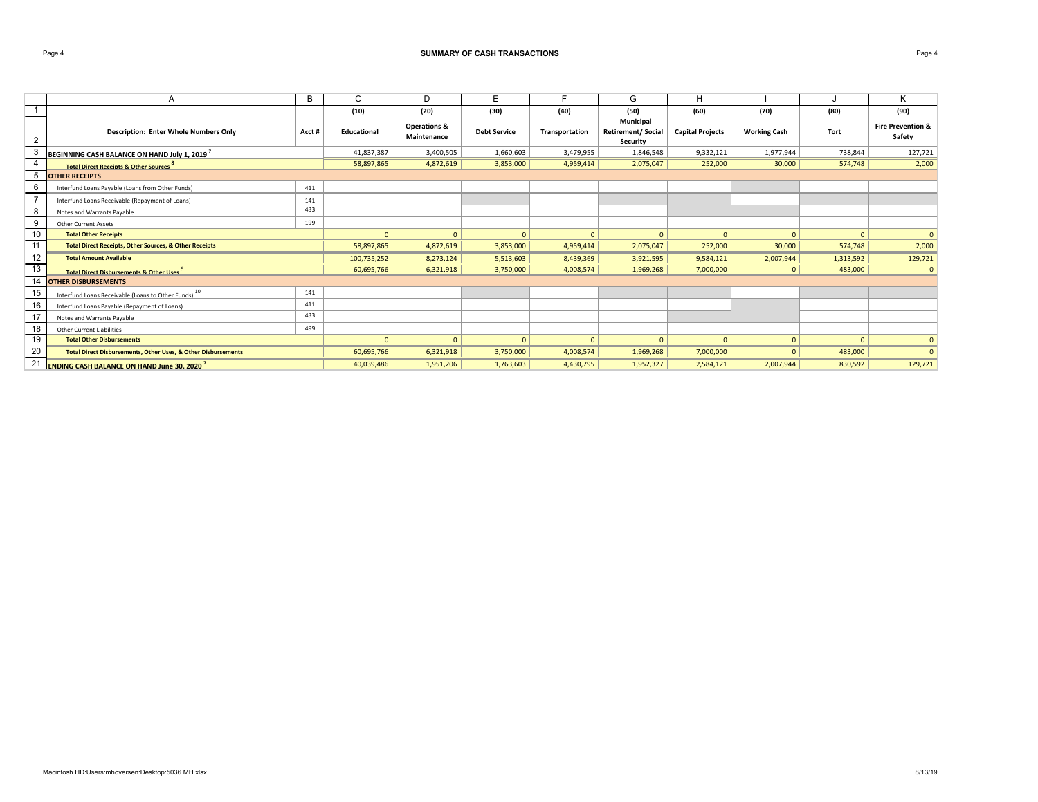# SUMMARY OF CASH TRANSACTIONS

| | A | B | C | D | E | F | G | H | I | J | K |
|---|---|---|---|---|---|---|---|---|---|---|---|
| 1 | | | (10) | (20) | (30) | (40) | (50) | (60) | (70) | (80) | (90) |
| 2 | **Description: Enter Whole Numbers Only** | **Acct #** | **Educational** | **Operations & Maintenance** | **Debt Service** | **Transportation** | **Municipal Retirement/ Social Security** | **Capital Projects** | **Working Cash** | **Tort** | **Fire Prevention & Safety** |
| 3 | **BEGINNING CASH BALANCE ON HAND July 1, 2019** [7] | | 41,837,387 | 3,400,505 | 1,660,603 | 3,479,955 | 1,846,548 | 9,332,121 | 1,977,944 | 738,844 | 127,721 |
| 4 | **Total Direct Receipts & Other Sources** [8] | | 58,897,865 | 4,872,619 | 3,853,000 | 4,959,414 | 2,075,047 | 252,000 | 30,000 | 574,748 | 2,000 |
| 5 | **OTHER RECEIPTS** | | | | | | | | | | |
| 6 | Interfund Loans Payable (Loans from Other Funds) | 411 | | | | | | | | | |
| 7 | Interfund Loans Receivable (Repayment of Loans) | 141 | | | | | | | | | |
| 8 | Notes and Warrants Payable | 433 | | | | | | | | | |
| 9 | Other Current Assets | 199 | | | | | | | | | |
| 10 | **Total Other Receipts** | | 0 | 0 | 0 | 0 | 0 | 0 | 0 | 0 | 0 |
| 11 | **Total Direct Receipts, Other Sources, & Other Receipts** | | 58,897,865 | 4,872,619 | 3,853,000 | 4,959,414 | 2,075,047 | 252,000 | 30,000 | 574,748 | 2,000 |
| 12 | **Total Amount Available** | | 100,735,252 | 8,273,124 | 5,513,603 | 8,439,369 | 3,921,595 | 9,584,121 | 2,007,944 | 1,313,592 | 129,721 |
| 13 | **Total Direct Disbursements & Other Uses** [9] | | 60,695,766 | 6,321,918 | 3,750,000 | 4,008,574 | 1,969,268 | 7,000,000 | 0 | 483,000 | 0 |
| 14 | **OTHER DISBURSEMENTS** | | | | | | | | | | |
| 15 | Interfund Loans Receivable (Loans to Other Funds) [10] | 141 | | | | | | | | | |
| 16 | Interfund Loans Payable (Repayment of Loans) | 411 | | | | | | | | | |
| 17 | Notes and Warrants Payable | 433 | | | | | | | | | |
| 18 | Other Current Liabilities | 499 | | | | | | | | | |
| 19 | **Total Other Disbursements** | | 0 | 0 | 0 | 0 | 0 | 0 | 0 | 0 | 0 |
| 20 | **Total Direct Disbursements, Other Uses, & Other Disbursements** | | 60,695,766 | 6,321,918 | 3,750,000 | 4,008,574 | 1,969,268 | 7,000,000 | 0 | 483,000 | 0 |
| 21 | **ENDING CASH BALANCE ON HAND June 30, 2020** [7] | | 40,039,486 | 1,951,206 | 1,763,603 | 4,430,795 | 1,952,327 | 2,584,121 | 2,007,944 | 830,592 | 129,721 |

Macintosh HD:Users:mhoversen:Desktop:5036 MH.xlsx

8/13/19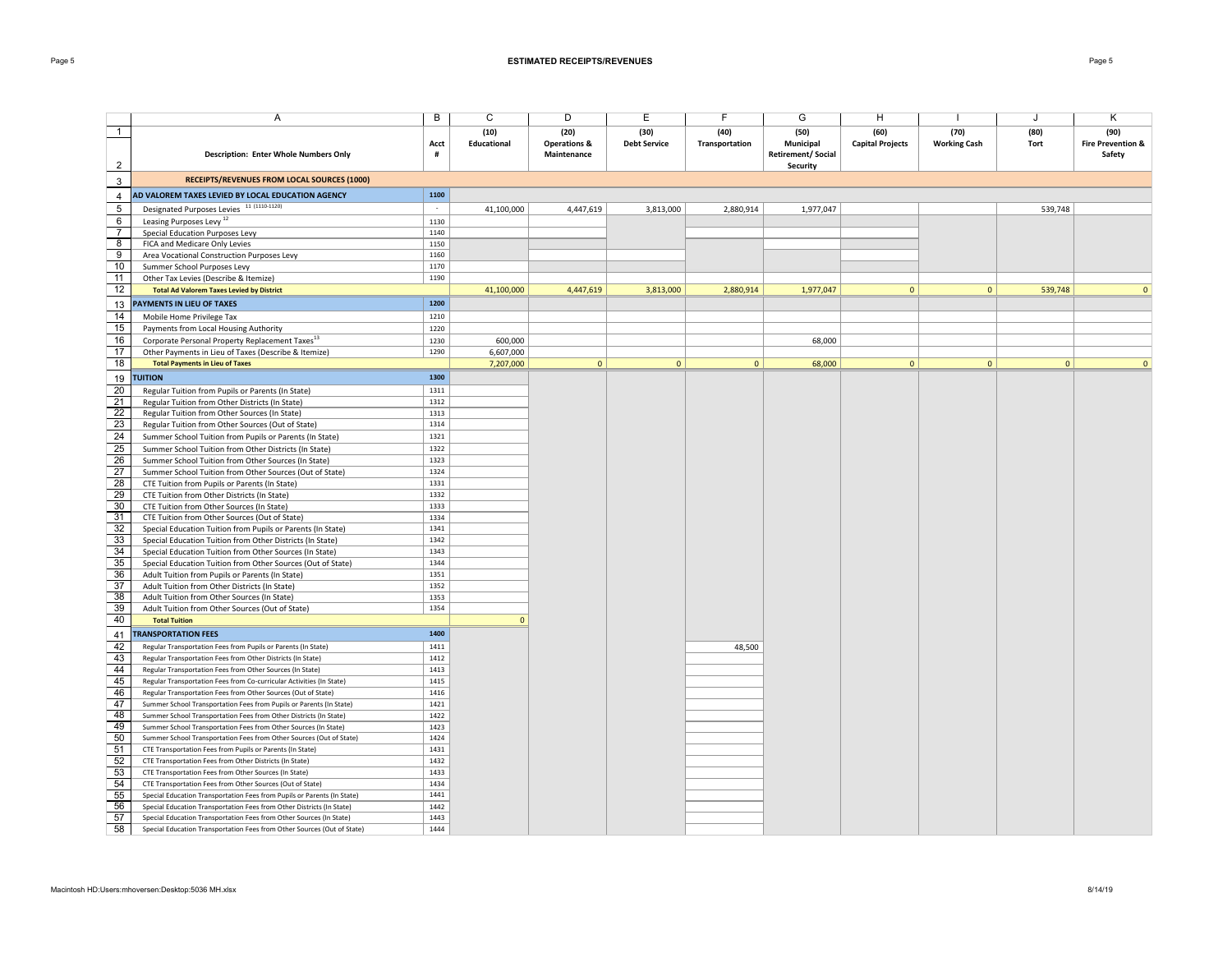# ESTIMATED RECEIPTS/REVENUES

| | A | B | C | D | E | F | G | H | I | J | K |
|---|---|---|---|---|---|---|---|---|---|---|---|
| 1 | | | (10) | (20) | (30) | (40) | (50) | (60) | (70) | (80) | (90) |
| 2 | Description: Enter Whole Numbers Only | Acct # | Educational | Operations & Maintenance | Debt Service | Transportation | Municipal Retirement/ Social Security | Capital Projects | Working Cash | Tort | Fire Prevention & Safety |
| 3 | **RECEIPTS/REVENUES FROM LOCAL SOURCES (1000)** | | | | | | | | | | |
| 4 | **AD VALOREM TAXES LEVIED BY LOCAL EDUCATION AGENCY** | 1100 | | | | | | | | | |
| 5 | Designated Purposes Levies [11] (1110-1120) | - | 41,100,000 | 4,447,619 | 3,813,000 | 2,880,914 | 1,977,047 | | | 539,748 | |
| 6 | Leasing Purposes Levy [12] | 1130 | | | | | | | | | |
| 7 | Special Education Purposes Levy | 1140 | | | | | | | | | |
| 8 | FICA and Medicare Only Levies | 1150 | | | | | | | | | |
| 9 | Area Vocational Construction Purposes Levy | 1160 | | | | | | | | | |
| 10 | Summer School Purposes Levy | 1170 | | | | | | | | | |
| 11 | Other Tax Levies (Describe & Itemize) | 1190 | | | | | | | | | |
| 12 | **Total Ad Valorem Taxes Levied by District** | | 41,100,000 | 4,447,619 | 3,813,000 | 2,880,914 | 1,977,047 | 0 | 0 | 539,748 | 0 |
| 13 | **PAYMENTS IN LIEU OF TAXES** | 1200 | | | | | | | | | |
| 14 | Mobile Home Privilege Tax | 1210 | | | | | | | | | |
| 15 | Payments from Local Housing Authority | 1220 | | | | | | | | | |
| 16 | Corporate Personal Property Replacement Taxes [13] | 1230 | 600,000 | | | | 68,000 | | | | |
| 17 | Other Payments in Lieu of Taxes (Describe & Itemize) | 1290 | 6,607,000 | | | | | | | | |
| 18 | **Total Payments in Lieu of Taxes** | | 7,207,000 | 0 | 0 | 0 | 68,000 | 0 | 0 | 0 | 0 |
| 19 | **TUITION** | 1300 | | | | | | | | | |
| 20 | Regular Tuition from Pupils or Parents (In State) | 1311 | | | | | | | | | |
| 21 | Regular Tuition from Other Districts (In State) | 1312 | | | | | | | | | |
| 22 | Regular Tuition from Other Sources (In State) | 1313 | | | | | | | | | |
| 23 | Regular Tuition from Other Sources (Out of State) | 1314 | | | | | | | | | |
| 24 | Summer School Tuition from Pupils or Parents (In State) | 1321 | | | | | | | | | |
| 25 | Summer School Tuition from Other Districts (In State) | 1322 | | | | | | | | | |
| 26 | Summer School Tuition from Other Sources (In State) | 1323 | | | | | | | | | |
| 27 | Summer School Tuition from Other Sources (Out of State) | 1324 | | | | | | | | | |
| 28 | CTE Tuition from Pupils or Parents (In State) | 1331 | | | | | | | | | |
| 29 | CTE Tuition from Other Districts (In State) | 1332 | | | | | | | | | |
| 30 | CTE Tuition from Other Sources (In State) | 1333 | | | | | | | | | |
| 31 | CTE Tuition from Other Sources (Out of State) | 1334 | | | | | | | | | |
| 32 | Special Education Tuition from Pupils or Parents (In State) | 1341 | | | | | | | | | |
| 33 | Special Education Tuition from Other Districts (In State) | 1342 | | | | | | | | | |
| 34 | Special Education Tuition from Other Sources (In State) | 1343 | | | | | | | | | |
| 35 | Special Education Tuition from Other Sources (Out of State) | 1344 | | | | | | | | | |
| 36 | Adult Tuition from Pupils or Parents (In State) | 1351 | | | | | | | | | |
| 37 | Adult Tuition from Other Districts (In State) | 1352 | | | | | | | | | |
| 38 | Adult Tuition from Other Sources (In State) | 1353 | | | | | | | | | |
| 39 | Adult Tuition from Other Sources (Out of State) | 1354 | | | | | | | | | |
| 40 | **Total Tuition** | | 0 | | | | | | | | |
| 41 | **TRANSPORTATION FEES** | 1400 | | | | | | | | | |
| 42 | Regular Transportation Fees from Pupils or Parents (In State) | 1411 | | | | 48,500 | | | | | |
| 43 | Regular Transportation Fees from Other Districts (In State) | 1412 | | | | | | | | | |
| 44 | Regular Transportation Fees from Other Sources (In State) | 1413 | | | | | | | | | |
| 45 | Regular Transportation Fees from Co-curricular Activities (In State) | 1415 | | | | | | | | | |
| 46 | Regular Transportation Fees from Other Sources (Out of State) | 1416 | | | | | | | | | |
| 47 | Summer School Transportation Fees from Pupils or Parents (In State) | 1421 | | | | | | | | | |
| 48 | Summer School Transportation Fees from Other Districts (In State) | 1422 | | | | | | | | | |
| 49 | Summer School Transportation Fees from Other Sources (In State) | 1423 | | | | | | | | | |
| 50 | Summer School Transportation Fees from Other Sources (Out of State) | 1424 | | | | | | | | | |
| 51 | CTE Transportation Fees from Pupils or Parents (In State) | 1431 | | | | | | | | | |
| 52 | CTE Transportation Fees from Other Districts (In State) | 1432 | | | | | | | | | |
| 53 | CTE Transportation Fees from Other Sources (In State) | 1433 | | | | | | | | | |
| 54 | CTE Transportation Fees from Other Sources (Out of State) | 1434 | | | | | | | | | |
| 55 | Special Education Transportation Fees from Pupils or Parents (In State) | 1441 | | | | | | | | | |
| 56 | Special Education Transportation Fees from Other Districts (In State) | 1442 | | | | | | | | | |
| 57 | Special Education Transportation Fees from Other Sources (In State) | 1443 | | | | | | | | | |
| 58 | Special Education Transportation Fees from Other Sources (Out of State) | 1444 | | | | | | | | | |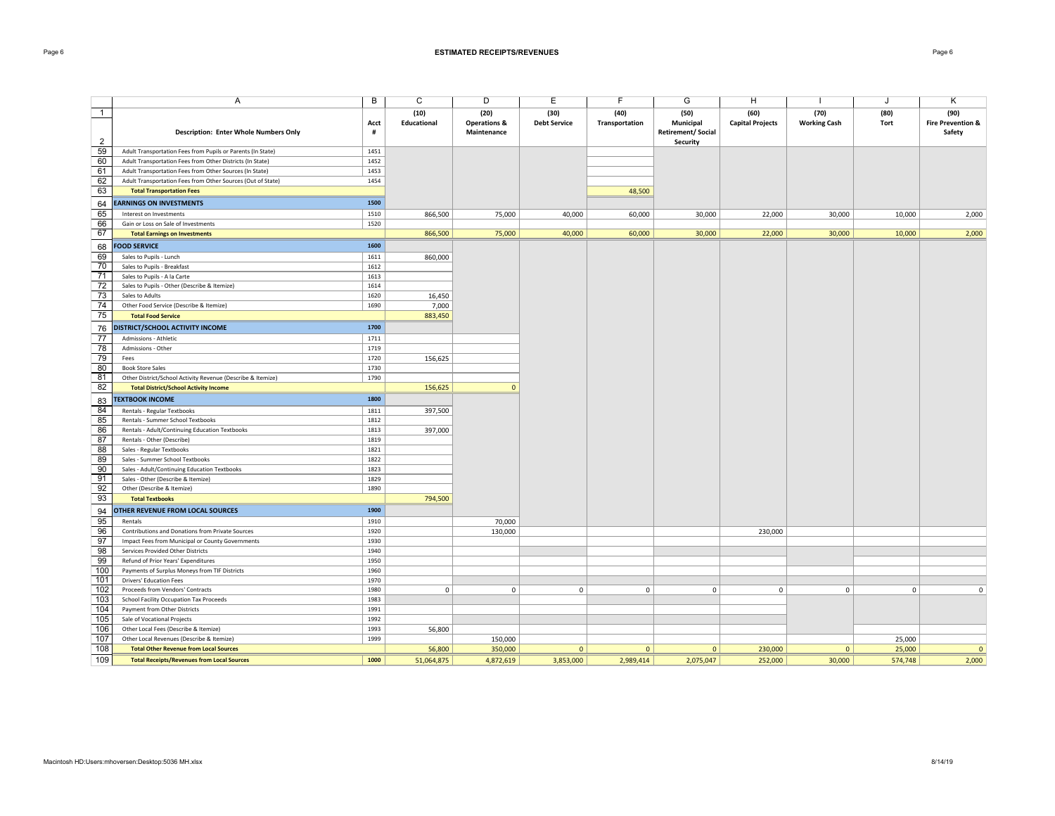# ESTIMATED RECEIPTS/REVENUES

| | A | B | C | D | E | F | G | H | I | J | K |
|---|---|---|---|---|---|---|---|---|---|---|---|
| 1 | Description: Enter Whole Numbers Only | Acct # | (10) Educational | (20) Operations & Maintenance | (30) Debt Service | (40) Transportation | (50) Municipal Retirement/ Social Security | (60) Capital Projects | (70) Working Cash | (80) Tort | (90) Fire Prevention & Safety |
| 59 | Adult Transportation Fees from Pupils or Parents (In State) | 1451 | | | | | | | | | |
| 60 | Adult Transportation Fees from Other Districts (In State) | 1452 | | | | | | | | | |
| 61 | Adult Transportation Fees from Other Sources (In State) | 1453 | | | | | | | | | |
| 62 | Adult Transportation Fees from Other Sources (Out of State) | 1454 | | | | | | | | | |
| 63 | **Total Transportation Fees** | | | | | 48,500 | | | | | |
| 64 | **EARNINGS ON INVESTMENTS** | 1500 | | | | | | | | | |
| 65 | Interest on Investments | 1510 | 866,500 | 75,000 | 40,000 | 60,000 | 30,000 | 22,000 | 30,000 | 10,000 | 2,000 |
| 66 | Gain or Loss on Sale of Investments | 1520 | | | | | | | | | |
| 67 | **Total Earnings on Investments** | | 866,500 | 75,000 | 40,000 | 60,000 | 30,000 | 22,000 | 30,000 | 10,000 | 2,000 |
| 68 | **FOOD SERVICE** | 1600 | | | | | | | | | |
| 69 | Sales to Pupils - Lunch | 1611 | 860,000 | | | | | | | | |
| 70 | Sales to Pupils - Breakfast | 1612 | | | | | | | | | |
| 71 | Sales to Pupils - A la Carte | 1613 | | | | | | | | | |
| 72 | Sales to Pupils - Other (Describe & Itemize) | 1614 | | | | | | | | | |
| 73 | Sales to Adults | 1620 | 16,450 | | | | | | | | |
| 74 | Other Food Service (Describe & Itemize) | 1690 | 7,000 | | | | | | | | |
| 75 | **Total Food Service** | | 883,450 | | | | | | | | |
| 76 | **DISTRICT/SCHOOL ACTIVITY INCOME** | 1700 | | | | | | | | | |
| 77 | Admissions - Athletic | 1711 | | | | | | | | | |
| 78 | Admissions - Other | 1719 | | | | | | | | | |
| 79 | Fees | 1720 | 156,625 | | | | | | | | |
| 80 | Book Store Sales | 1730 | | | | | | | | | |
| 81 | Other District/School Activity Revenue (Describe & Itemize) | 1790 | | | | | | | | | |
| 82 | **Total District/School Activity Income** | | 156,625 | 0 | | | | | | | |
| 83 | **TEXTBOOK INCOME** | 1800 | | | | | | | | | |
| 84 | Rentals - Regular Textbooks | 1811 | 397,500 | | | | | | | | |
| 85 | Rentals - Summer School Textbooks | 1812 | | | | | | | | | |
| 86 | Rentals - Adult/Continuing Education Textbooks | 1813 | 397,000 | | | | | | | | |
| 87 | Rentals - Other (Describe) | 1819 | | | | | | | | | |
| 88 | Sales - Regular Textbooks | 1821 | | | | | | | | | |
| 89 | Sales - Summer School Textbooks | 1822 | | | | | | | | | |
| 90 | Sales - Adult/Continuing Education Textbooks | 1823 | | | | | | | | | |
| 91 | Sales - Other (Describe & Itemize) | 1829 | | | | | | | | | |
| 92 | Other (Describe & Itemize) | 1890 | | | | | | | | | |
| 93 | **Total Textbooks** | | 794,500 | | | | | | | | |
| 94 | **OTHER REVENUE FROM LOCAL SOURCES** | 1900 | | | | | | | | | |
| 95 | Rentals | 1910 | | 70,000 | | | | | | | |
| 96 | Contributions and Donations from Private Sources | 1920 | | 130,000 | | | | 230,000 | | | |
| 97 | Impact Fees from Municipal or County Governments | 1930 | | | | | | | | | |
| 98 | Services Provided Other Districts | 1940 | | | | | | | | | |
| 99 | Refund of Prior Years' Expenditures | 1950 | | | | | | | | | |
| 100 | Payments of Surplus Moneys from TIF Districts | 1960 | | | | | | | | | |
| 101 | Drivers' Education Fees | 1970 | | | | | | | | | |
| 102 | Proceeds from Vendors' Contracts | 1980 | 0 | 0 | 0 | 0 | 0 | 0 | 0 | 0 | 0 |
| 103 | School Facility Occupation Tax Proceeds | 1983 | | | | | | | | | |
| 104 | Payment from Other Districts | 1991 | | | | | | | | | |
| 105 | Sale of Vocational Projects | 1992 | | | | | | | | | |
| 106 | Other Local Fees (Describe & Itemize) | 1993 | 56,800 | | | | | | | | |
| 107 | Other Local Revenues (Describe & Itemize) | 1999 | | 150,000 | | | | | | 25,000 | |
| 108 | **Total Other Revenue from Local Sources** | | 56,800 | 350,000 | 0 | 0 | 0 | 230,000 | 0 | 25,000 | 0 |
| 109 | **Total Receipts/Revenues from Local Sources** | 1000 | 51,064,875 | 4,872,619 | 3,853,000 | 2,989,414 | 2,075,047 | 252,000 | 30,000 | 574,748 | 2,000 |

Macintosh HD:Users:mhoversen:Desktop:5036 MH.xlsx 8/14/19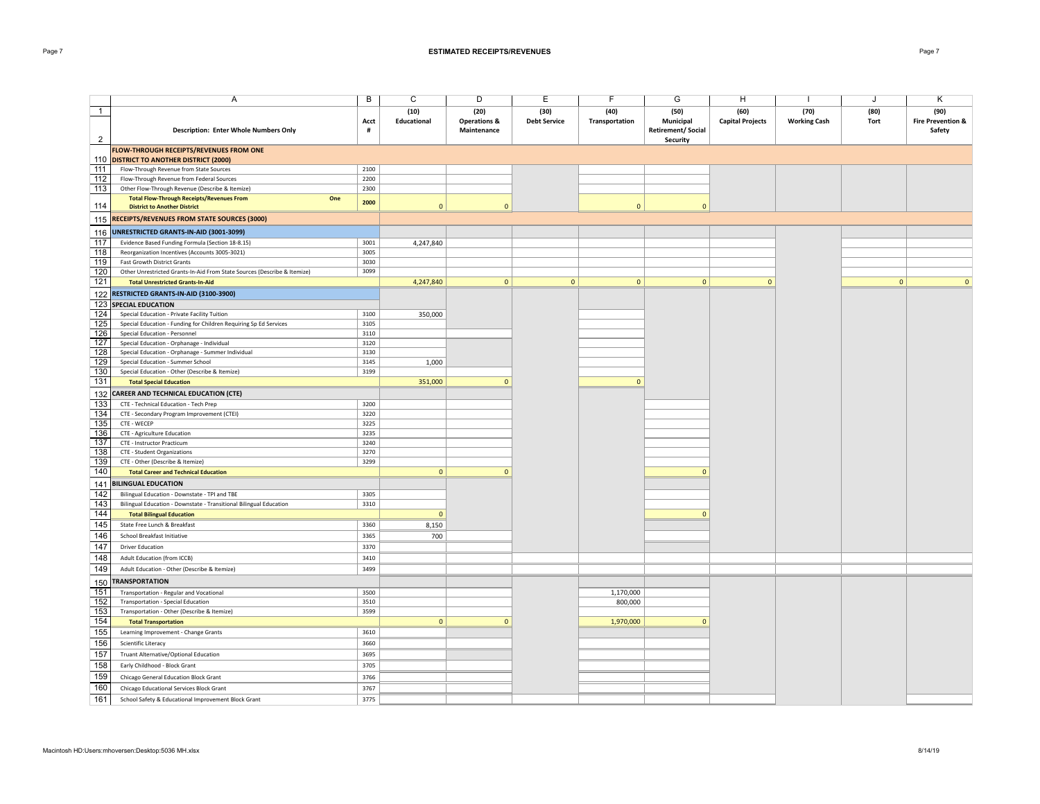## ESTIMATED RECEIPTS/REVENUES

| | A | B | C | D | E | F | G | H | I | J | K |
|---|---|---|---|---|---|---|---|---|---|---|---|
| 1 | | | (10) | (20) | (30) | (40) | (50) | (60) | (70) | (80) | (90) |
| 2 | Description: Enter Whole Numbers Only | Acct # | Educational | Operations & Maintenance | Debt Service | Transportation | Municipal Retirement/ Social Security | Capital Projects | Working Cash | Tort | Fire Prevention & Safety |
| 110 | **FLOW-THROUGH RECEIPTS/REVENUES FROM ONE DISTRICT TO ANOTHER DISTRICT (2000)** | | | | | | | | | | |
| 111 | Flow-Through Revenue from State Sources | 2100 | | | | | | | | | |
| 112 | Flow-Through Revenue from Federal Sources | 2200 | | | | | | | | | |
| 113 | Other Flow-Through Revenue (Describe & Itemize) | 2300 | | | | | | | | | |
| 114 | **Total Flow-Through Receipts/Revenues From One District to Another District** | 2000 | 0 | 0 | | 0 | 0 | | | | |
| 115 | **RECEIPTS/REVENUES FROM STATE SOURCES (3000)** | | | | | | | | | | |
| 116 | **UNRESTRICTED GRANTS-IN-AID (3001-3099)** | | | | | | | | | | |
| 117 | Evidence Based Funding Formula (Section 18-8.15) | 3001 | 4,247,840 | | | | | | | | |
| 118 | Reorganization Incentives (Accounts 3005-3021) | 3005 | | | | | | | | | |
| 119 | Fast Growth District Grants | 3030 | | | | | | | | | |
| 120 | Other Unrestricted Grants-In-Aid From State Sources (Describe & Itemize) | 3099 | | | | | | | | | |
| 121 | **Total Unrestricted Grants-In-Aid** | | 4,247,840 | 0 | 0 | 0 | 0 | 0 | | 0 | 0 |
| 122 | **RESTRICTED GRANTS-IN-AID (3100-3900)** | | | | | | | | | | |
| 123 | **SPECIAL EDUCATION** | | | | | | | | | | |
| 124 | Special Education - Private Facility Tuition | 3100 | 350,000 | | | | | | | | |
| 125 | Special Education - Funding for Children Requiring Sp Ed Services | 3105 | | | | | | | | | |
| 126 | Special Education - Personnel | 3110 | | | | | | | | | |
| 127 | Special Education - Orphanage - Individual | 3120 | | | | | | | | | |
| 128 | Special Education - Orphanage - Summer Individual | 3130 | | | | | | | | | |
| 129 | Special Education - Summer School | 3145 | 1,000 | | | | | | | | |
| 130 | Special Education - Other (Describe & Itemize) | 3199 | | | | | | | | | |
| 131 | **Total Special Education** | | 351,000 | 0 | | 0 | | | | | |
| 132 | **CAREER AND TECHNICAL EDUCATION (CTE)** | | | | | | | | | | |
| 133 | CTE - Technical Education - Tech Prep | 3200 | | | | | | | | | |
| 134 | CTE - Secondary Program Improvement (CTEI) | 3220 | | | | | | | | | |
| 135 | CTE - WECEP | 3225 | | | | | | | | | |
| 136 | CTE - Agriculture Education | 3235 | | | | | | | | | |
| 137 | CTE - Instructor Practicum | 3240 | | | | | | | | | |
| 138 | CTE - Student Organizations | 3270 | | | | | | | | | |
| 139 | CTE - Other (Describe & Itemize) | 3299 | | | | | | | | | |
| 140 | **Total Career and Technical Education** | | 0 | 0 | | | 0 | | | | |
| 141 | **BILINGUAL EDUCATION** | | | | | | | | | | |
| 142 | Bilingual Education - Downstate - TPI and TBE | 3305 | | | | | | | | | |
| 143 | Bilingual Education - Downstate - Transitional Bilingual Education | 3310 | | | | | | | | | |
| 144 | **Total Bilingual Education** | | 0 | | | | 0 | | | | |
| 145 | State Free Lunch & Breakfast | 3360 | 8,150 | | | | | | | | |
| 146 | School Breakfast Initiative | 3365 | 700 | | | | | | | | |
| 147 | Driver Education | 3370 | | | | | | | | | |
| 148 | Adult Education (from ICCB) | 3410 | | | | | | | | | |
| 149 | Adult Education - Other (Describe & Itemize) | 3499 | | | | | | | | | |
| 150 | **TRANSPORTATION** | | | | | | | | | | |
| 151 | Transportation - Regular and Vocational | 3500 | | | | 1,170,000 | | | | | |
| 152 | Transportation - Special Education | 3510 | | | | 800,000 | | | | | |
| 153 | Transportation - Other (Describe & Itemize) | 3599 | | | | | | | | | |
| 154 | **Total Transportation** | | 0 | 0 | | 1,970,000 | 0 | | | | |
| 155 | Learning Improvement - Change Grants | 3610 | | | | | | | | | |
| 156 | Scientific Literacy | 3660 | | | | | | | | | |
| 157 | Truant Alternative/Optional Education | 3695 | | | | | | | | | |
| 158 | Early Childhood - Block Grant | 3705 | | | | | | | | | |
| 159 | Chicago General Education Block Grant | 3766 | | | | | | | | | |
| 160 | Chicago Educational Services Block Grant | 3767 | | | | | | | | | |
| 161 | School Safety & Educational Improvement Block Grant | 3775 | | | | | | | | | |

Macintosh HD:Users:mhoversen:Desktop:5036 MH.xlsx 8/14/19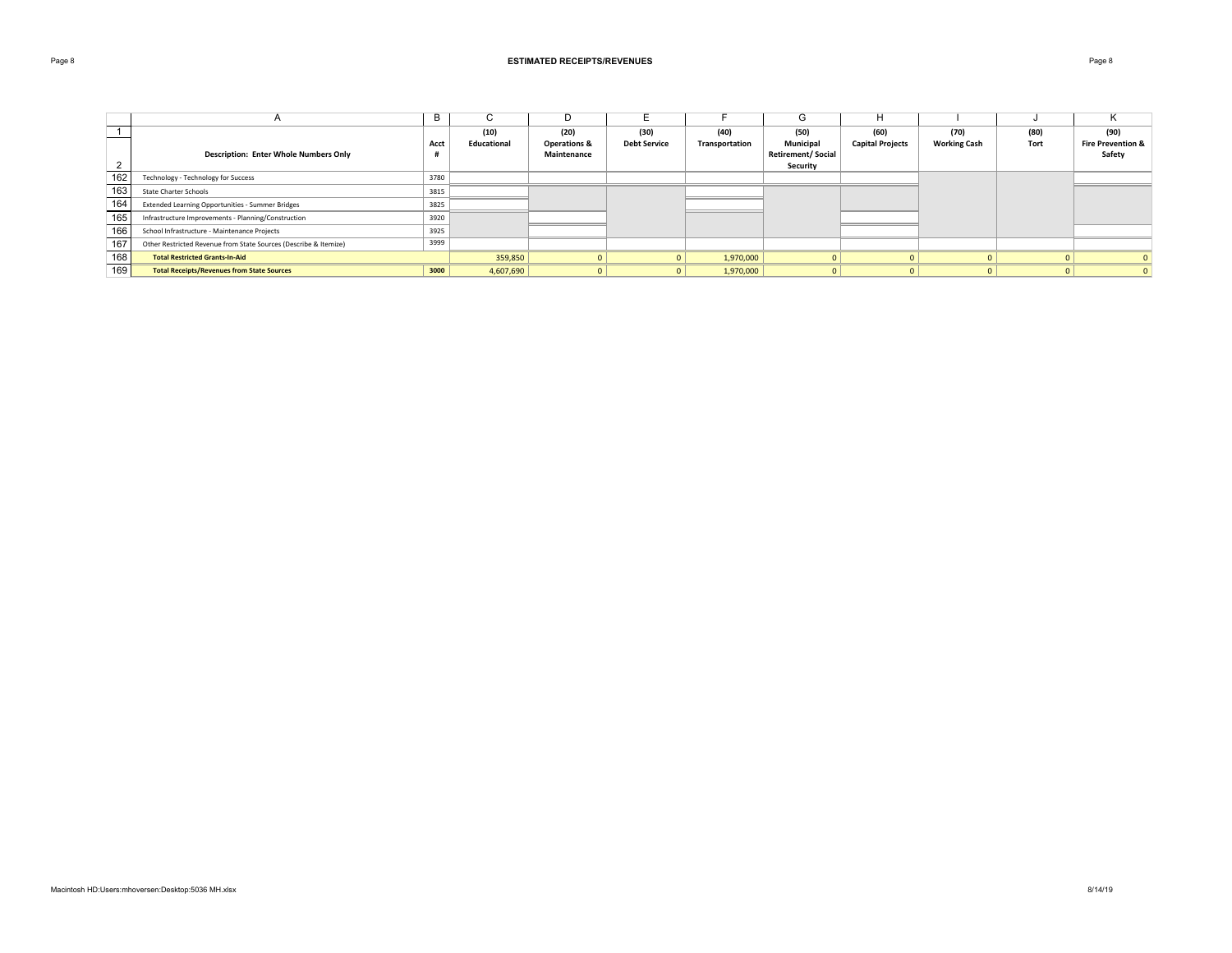# ESTIMATED RECEIPTS/REVENUES

| | A | B | C | D | E | F | G | H | I | J | K |
|---|---|---|---|---|---|---|---|---|---|---|---|
| 1 | | | (10) | (20) | (30) | (40) | (50) | (60) | (70) | (80) | (90) |
| 2 | **Description: Enter Whole Numbers Only** | **Acct #** | **Educational** | **Operations & Maintenance** | **Debt Service** | **Transportation** | **Municipal Retirement/ Social Security** | **Capital Projects** | **Working Cash** | **Tort** | **Fire Prevention & Safety** |
| 162 | Technology - Technology for Success | 3780 | | | | | | | | | |
| 163 | State Charter Schools | 3815 | | | | | | | | | |
| 164 | Extended Learning Opportunities - Summer Bridges | 3825 | | | | | | | | | |
| 165 | Infrastructure Improvements - Planning/Construction | 3920 | | | | | | | | | |
| 166 | School Infrastructure - Maintenance Projects | 3925 | | | | | | | | | |
| 167 | Other Restricted Revenue from State Sources (Describe & Itemize) | 3999 | | | | | | | | | |
| 168 | **Total Restricted Grants-In-Aid** | | 359,850 | 0 | 0 | 1,970,000 | 0 | 0 | 0 | 0 | 0 |
| 169 | **Total Receipts/Revenues from State Sources** | **3000** | 4,607,690 | 0 | 0 | 1,970,000 | 0 | 0 | 0 | 0 | 0 |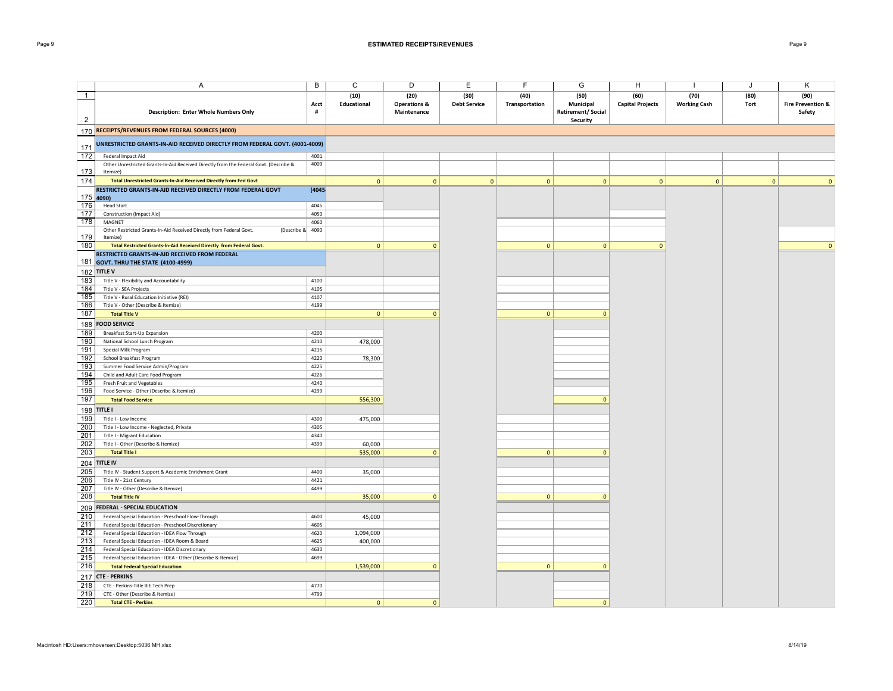# ESTIMATED RECEIPTS/REVENUES

| | A | B | C | D | E | F | G | H | I | J | K |
|---|---|---|---|---|---|---|---|---|---|---|---|
| 1 | | | (10) | (20) | (30) | (40) | (50) | (60) | (70) | (80) | (90) |
| 2 | Description: Enter Whole Numbers Only | Acct # | Educational | Operations & Maintenance | Debt Service | Transportation | Municipal Retirement/ Social Security | Capital Projects | Working Cash | Tort | Fire Prevention & Safety |
| 170 | **RECEIPTS/REVENUES FROM FEDERAL SOURCES (4000)** | | | | | | | | | | |
| 171 | **UNRESTRICTED GRANTS-IN-AID RECEIVED DIRECTLY FROM FEDERAL GOVT. (4001-4009)** | | | | | | | | | | |
| 172 | Federal Impact Aid | 4001 | | | | | | | | | |
| 173 | Other Unrestricted Grants-In-Aid Received Directly from the Federal Govt. (Describe & Itemize) | 4009 | | | | | | | | | |
| 174 | **Total Unrestricted Grants-In-Aid Received Directly from Fed Govt** | | 0 | 0 | 0 | 0 | 0 | 0 | 0 | 0 | 0 |
| 175 | **RESTRICTED GRANTS-IN-AID RECEIVED DIRECTLY FROM FEDERAL GOVT 4090)** | (4045- | | | | | | | | | |
| 176 | Head Start | 4045 | | | | | | | | | |
| 177 | Construction (Impact Aid) | 4050 | | | | | | | | | |
| 178 | MAGNET | 4060 | | | | | | | | | |
| 179 | Other Restricted Grants-In-Aid Received Directly from Federal Govt. (Describe & Itemize) | 4090 | | | | | | | | | |
| 180 | **Total Restricted Grants-In-Aid Received Directly from Federal Govt.** | | 0 | 0 | | 0 | 0 | 0 | | | 0 |
| 181 | **RESTRICTED GRANTS-IN-AID RECEIVED FROM FEDERAL GOVT. THRU THE STATE (4100-4999)** | | | | | | | | | | |
| 182 | **TITLE V** | | | | | | | | | | |
| 183 | Title V - Flexibility and Accountability | 4100 | | | | | | | | | |
| 184 | Title V - SEA Projects | 4105 | | | | | | | | | |
| 185 | Title V - Rural Education Initiative (REI) | 4107 | | | | | | | | | |
| 186 | Title V - Other (Describe & Itemize) | 4199 | | | | | | | | | |
| 187 | **Total Title V** | | 0 | 0 | | 0 | 0 | | | | |
| 188 | **FOOD SERVICE** | | | | | | | | | | |
| 189 | Breakfast Start-Up Expansion | 4200 | | | | | | | | | |
| 190 | National School Lunch Program | 4210 | 478,000 | | | | | | | | |
| 191 | Special Milk Program | 4215 | | | | | | | | | |
| 192 | School Breakfast Program | 4220 | 78,300 | | | | | | | | |
| 193 | Summer Food Service Admin/Program | 4225 | | | | | | | | | |
| 194 | Child and Adult Care Food Program | 4226 | | | | | | | | | |
| 195 | Fresh Fruit and Vegetables | 4240 | | | | | | | | | |
| 196 | Food Service - Other (Describe & Itemize) | 4299 | | | | | | | | | |
| 197 | **Total Food Service** | | 556,300 | | | | 0 | | | | |
| 198 | **TITLE I** | | | | | | | | | | |
| 199 | Title I - Low Income | 4300 | 475,000 | | | | | | | | |
| 200 | Title I - Low Income - Neglected, Private | 4305 | | | | | | | | | |
| 201 | Title I - Migrant Education | 4340 | | | | | | | | | |
| 202 | Title I - Other (Describe & Itemize) | 4399 | 60,000 | | | | | | | | |
| 203 | **Total Title I** | | 535,000 | 0 | | 0 | 0 | | | | |
| 204 | **TITLE IV** | | | | | | | | | | |
| 205 | Title IV - Student Support & Academic Enrichment Grant | 4400 | 35,000 | | | | | | | | |
| 206 | Title IV - 21st Century | 4421 | | | | | | | | | |
| 207 | Title IV - Other (Describe & Itemize) | 4499 | | | | | | | | | |
| 208 | **Total Title IV** | | 35,000 | 0 | | 0 | 0 | | | | |
| 209 | **FEDERAL - SPECIAL EDUCATION** | | | | | | | | | | |
| 210 | Federal Special Education - Preschool Flow-Through | 4600 | 45,000 | | | | | | | | |
| 211 | Federal Special Education - Preschool Discretionary | 4605 | | | | | | | | | |
| 212 | Federal Special Education - IDEA Flow Through | 4620 | 1,094,000 | | | | | | | | |
| 213 | Federal Special Education - IDEA Room & Board | 4625 | 400,000 | | | | | | | | |
| 214 | Federal Special Education - IDEA Discretionary | 4630 | | | | | | | | | |
| 215 | Federal Special Education - IDEA - Other (Describe & Itemize) | 4699 | | | | | | | | | |
| 216 | **Total Federal Special Education** | | 1,539,000 | 0 | | 0 | 0 | | | | |
| 217 | **CTE - PERKINS** | | | | | | | | | | |
| 218 | CTE - Perkins-Title IIIE Tech Prep | 4770 | | | | | | | | | |
| 219 | CTE - Other (Describe & Itemize) | 4799 | | | | | | | | | |
| 220 | **Total CTE - Perkins** | | 0 | 0 | | | 0 | | | | |

Macintosh HD:Users:mhoversen:Desktop:5036 MH.xlsx 8/14/19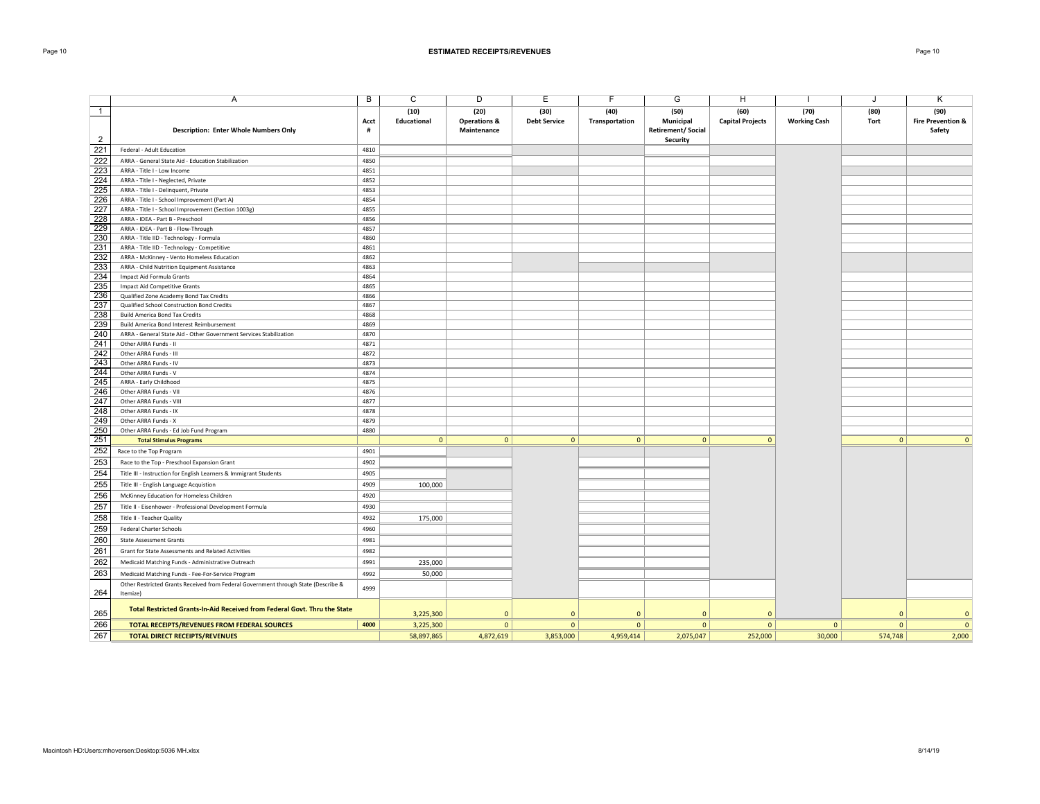## ESTIMATED RECEIPTS/REVENUES

| | A | B | C | D | E | F | G | H | I | J | K |
|---|---|---|---|---|---|---|---|---|---|---|---|
| 1 | | | (10) | (20) | (30) | (40) | (50) | (60) | (70) | (80) | (90) |
| 2 | Description: Enter Whole Numbers Only | Acct # | Educational | Operations & Maintenance | Debt Service | Transportation | Municipal Retirement/ Social Security | Capital Projects | Working Cash | Tort | Fire Prevention & Safety |
| 221 | Federal - Adult Education | 4810 | | | | | | | | | |
| 222 | ARRA - General State Aid - Education Stabilization | 4850 | | | | | | | | | |
| 223 | ARRA - Title I - Low Income | 4851 | | | | | | | | | |
| 224 | ARRA - Title I - Neglected, Private | 4852 | | | | | | | | | |
| 225 | ARRA - Title I - Delinquent, Private | 4853 | | | | | | | | | |
| 226 | ARRA - Title I - School Improvement (Part A) | 4854 | | | | | | | | | |
| 227 | ARRA - Title I - School Improvement (Section 1003g) | 4855 | | | | | | | | | |
| 228 | ARRA - IDEA - Part B - Preschool | 4856 | | | | | | | | | |
| 229 | ARRA - IDEA - Part B - Flow-Through | 4857 | | | | | | | | | |
| 230 | ARRA - Title IID - Technology - Formula | 4860 | | | | | | | | | |
| 231 | ARRA - Title IID - Technology - Competitive | 4861 | | | | | | | | | |
| 232 | ARRA - McKinney - Vento Homeless Education | 4862 | | | | | | | | | |
| 233 | ARRA - Child Nutrition Equipment Assistance | 4863 | | | | | | | | | |
| 234 | Impact Aid Formula Grants | 4864 | | | | | | | | | |
| 235 | Impact Aid Competitive Grants | 4865 | | | | | | | | | |
| 236 | Qualified Zone Academy Bond Tax Credits | 4866 | | | | | | | | | |
| 237 | Qualified School Construction Bond Credits | 4867 | | | | | | | | | |
| 238 | Build America Bond Tax Credits | 4868 | | | | | | | | | |
| 239 | Build America Bond Interest Reimbursement | 4869 | | | | | | | | | |
| 240 | ARRA - General State Aid - Other Government Services Stabilization | 4870 | | | | | | | | | |
| 241 | Other ARRA Funds - II | 4871 | | | | | | | | | |
| 242 | Other ARRA Funds - III | 4872 | | | | | | | | | |
| 243 | Other ARRA Funds - IV | 4873 | | | | | | | | | |
| 244 | Other ARRA Funds - V | 4874 | | | | | | | | | |
| 245 | ARRA - Early Childhood | 4875 | | | | | | | | | |
| 246 | Other ARRA Funds - VII | 4876 | | | | | | | | | |
| 247 | Other ARRA Funds - VIII | 4877 | | | | | | | | | |
| 248 | Other ARRA Funds - IX | 4878 | | | | | | | | | |
| 249 | Other ARRA Funds - X | 4879 | | | | | | | | | |
| 250 | Other ARRA Funds - Ed Job Fund Program | 4880 | | | | | | | | | |
| 251 | **Total Stimulus Programs** | | 0 | 0 | 0 | 0 | 0 | 0 | | 0 | 0 |
| 252 | Race to the Top Program | 4901 | | | | | | | | | |
| 253 | Race to the Top - Preschool Expansion Grant | 4902 | | | | | | | | | |
| 254 | Title III - Instruction for English Learners & Immigrant Students | 4905 | | | | | | | | | |
| 255 | Title III - English Language Acquistion | 4909 | 100,000 | | | | | | | | |
| 256 | McKinney Education for Homeless Children | 4920 | | | | | | | | | |
| 257 | Title II - Eisenhower - Professional Development Formula | 4930 | | | | | | | | | |
| 258 | Title II - Teacher Quality | 4932 | 175,000 | | | | | | | | |
| 259 | Federal Charter Schools | 4960 | | | | | | | | | |
| 260 | State Assessment Grants | 4981 | | | | | | | | | |
| 261 | Grant for State Assessments and Related Activities | 4982 | | | | | | | | | |
| 262 | Medicaid Matching Funds - Administrative Outreach | 4991 | 235,000 | | | | | | | | |
| 263 | Medicaid Matching Funds - Fee-For-Service Program | 4992 | 50,000 | | | | | | | | |
| 264 | Other Restricted Grants Received from Federal Government through State (Describe & Itemize) | 4999 | | | | | | | | | |
| 265 | **Total Restricted Grants-In-Aid Received from Federal Govt. Thru the State** | | 3,225,300 | 0 | 0 | 0 | 0 | 0 | | 0 | 0 |
| 266 | **TOTAL RECEIPTS/REVENUES FROM FEDERAL SOURCES** | **4000** | 3,225,300 | 0 | 0 | 0 | 0 | 0 | 0 | 0 | 0 |
| 267 | **TOTAL DIRECT RECEIPTS/REVENUES** | | 58,897,865 | 4,872,619 | 3,853,000 | 4,959,414 | 2,075,047 | 252,000 | 30,000 | 574,748 | 2,000 |

Macintosh HD:Users:mhoversen:Desktop:5036 MH.xlsx 8/14/19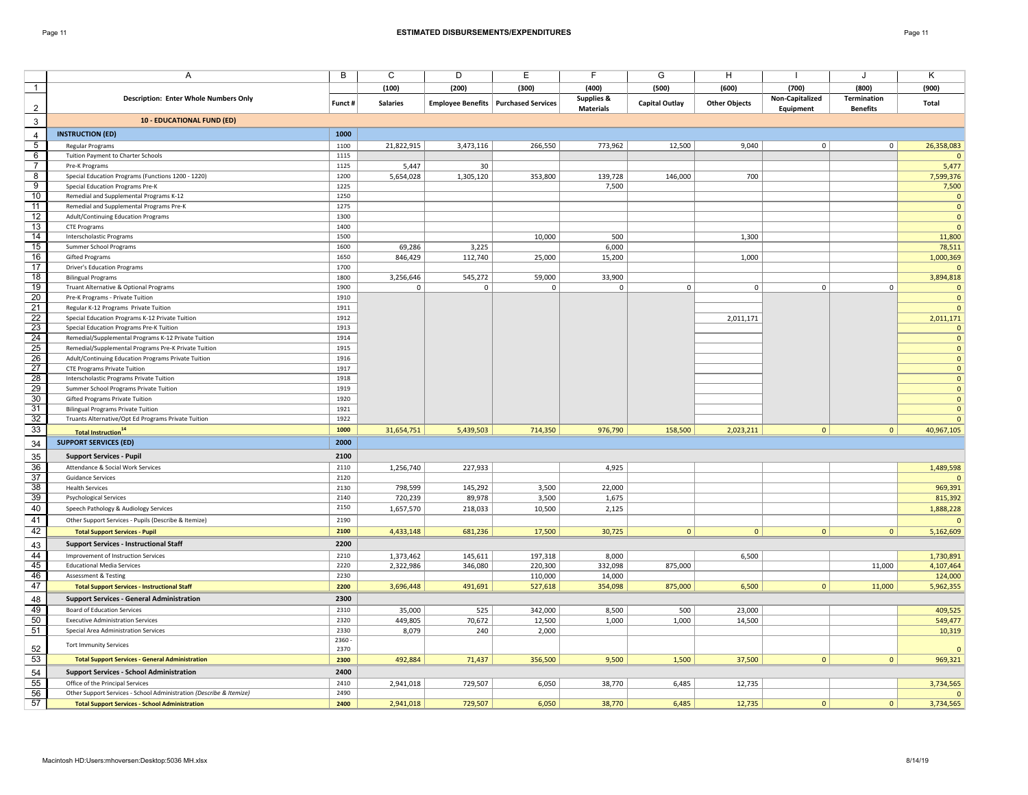# ESTIMATED DISBURSEMENTS/EXPENDITURES

| | A | B | C | D | E | F | G | H | I | J | K |
|---|---|---|---|---|---|---|---|---|---|---|---|
| 1 | | | (100) | (200) | (300) | (400) | (500) | (600) | (700) | (800) | (900) |
| 2 | **Description: Enter Whole Numbers Only** | **Funct #** | **Salaries** | **Employee Benefits** | **Purchased Services** | **Supplies & Materials** | **Capital Outlay** | **Other Objects** | **Non-Capitalized Equipment** | **Termination Benefits** | **Total** |
| 3 | **10 - EDUCATIONAL FUND (ED)** | | | | | | | | | | |
| 4 | **INSTRUCTION (ED)** | **1000** | | | | | | | | | |
| 5 | Regular Programs | 1100 | 21,822,915 | 3,473,116 | 266,550 | 773,962 | 12,500 | 9,040 | 0 | 0 | 26,358,083 |
| 6 | Tuition Payment to Charter Schools | 1115 | | | | | | | | | 0 |
| 7 | Pre-K Programs | 1125 | 5,447 | 30 | | | | | | | 5,477 |
| 8 | Special Education Programs (Functions 1200 - 1220) | 1200 | 5,654,028 | 1,305,120 | 353,800 | 139,728 | 146,000 | 700 | | | 7,599,376 |
| 9 | Special Education Programs Pre-K | 1225 | | | | 7,500 | | | | | 7,500 |
| 10 | Remedial and Supplemental Programs K-12 | 1250 | | | | | | | | | 0 |
| 11 | Remedial and Supplemental Programs Pre-K | 1275 | | | | | | | | | 0 |
| 12 | Adult/Continuing Education Programs | 1300 | | | | | | | | | 0 |
| 13 | CTE Programs | 1400 | | | | | | | | | 0 |
| 14 | Interscholastic Programs | 1500 | | | 10,000 | 500 | | 1,300 | | | 11,800 |
| 15 | Summer School Programs | 1600 | 69,286 | 3,225 | | 6,000 | | | | | 78,511 |
| 16 | Gifted Programs | 1650 | 846,429 | 112,740 | 25,000 | 15,200 | | 1,000 | | | 1,000,369 |
| 17 | Driver's Education Programs | 1700 | | | | | | | | | 0 |
| 18 | Bilingual Programs | 1800 | 3,256,646 | 545,272 | 59,000 | 33,900 | | | | | 3,894,818 |
| 19 | Truant Alternative & Optional Programs | 1900 | 0 | 0 | 0 | 0 | 0 | 0 | 0 | 0 | 0 |
| 20 | Pre-K Programs - Private Tuition | 1910 | | | | | | | | | 0 |
| 21 | Regular K-12 Programs Private Tuition | 1911 | | | | | | | | | 0 |
| 22 | Special Education Programs K-12 Private Tuition | 1912 | | | | | | 2,011,171 | | | 2,011,171 |
| 23 | Special Education Programs Pre-K Tuition | 1913 | | | | | | | | | 0 |
| 24 | Remedial/Supplemental Programs K-12 Private Tuition | 1914 | | | | | | | | | 0 |
| 25 | Remedial/Supplemental Programs Pre-K Private Tuition | 1915 | | | | | | | | | 0 |
| 26 | Adult/Continuing Education Programs Private Tuition | 1916 | | | | | | | | | 0 |
| 27 | CTE Programs Private Tuition | 1917 | | | | | | | | | 0 |
| 28 | Interscholastic Programs Private Tuition | 1918 | | | | | | | | | 0 |
| 29 | Summer School Programs Private Tuition | 1919 | | | | | | | | | 0 |
| 30 | Gifted Programs Private Tuition | 1920 | | | | | | | | | 0 |
| 31 | Bilingual Programs Private Tuition | 1921 | | | | | | | | | 0 |
| 32 | Truants Alternative/Opt Ed Programs Private Tuition | 1922 | | | | | | | | | 0 |
| 33 | **Total Instruction**[14] | **1000** | 31,654,751 | 5,439,503 | 714,350 | 976,790 | 158,500 | 2,023,211 | 0 | 0 | 40,967,105 |
| 34 | **SUPPORT SERVICES (ED)** | **2000** | | | | | | | | | |
| 35 | **Support Services - Pupil** | **2100** | | | | | | | | | |
| 36 | Attendance & Social Work Services | 2110 | 1,256,740 | 227,933 | | 4,925 | | | | | 1,489,598 |
| 37 | Guidance Services | 2120 | | | | | | | | | 0 |
| 38 | Health Services | 2130 | 798,599 | 145,292 | 3,500 | 22,000 | | | | | 969,391 |
| 39 | Psychological Services | 2140 | 720,239 | 89,978 | 3,500 | 1,675 | | | | | 815,392 |
| 40 | Speech Pathology & Audiology Services | 2150 | 1,657,570 | 218,033 | 10,500 | 2,125 | | | | | 1,888,228 |
| 41 | Other Support Services - Pupils (Describe & Itemize) | 2190 | | | | | | | | | 0 |
| 42 | **Total Support Services - Pupil** | **2100** | 4,433,148 | 681,236 | 17,500 | 30,725 | 0 | 0 | 0 | 0 | 5,162,609 |
| 43 | **Support Services - Instructional Staff** | **2200** | | | | | | | | | |
| 44 | Improvement of Instruction Services | 2210 | 1,373,462 | 145,611 | 197,318 | 8,000 | | 6,500 | | | 1,730,891 |
| 45 | Educational Media Services | 2220 | 2,322,986 | 346,080 | 220,300 | 332,098 | 875,000 | | | 11,000 | 4,107,464 |
| 46 | Assessment & Testing | 2230 | | | 110,000 | 14,000 | | | | | 124,000 |
| 47 | **Total Support Services - Instructional Staff** | **2200** | 3,696,448 | 491,691 | 527,618 | 354,098 | 875,000 | 6,500 | 0 | 11,000 | 5,962,355 |
| 48 | **Support Services - General Administration** | **2300** | | | | | | | | | |
| 49 | Board of Education Services | 2310 | 35,000 | 525 | 342,000 | 8,500 | 500 | 23,000 | | | 409,525 |
| 50 | Executive Administration Services | 2320 | 449,805 | 70,672 | 12,500 | 1,000 | 1,000 | 14,500 | | | 549,477 |
| 51 | Special Area Administration Services | 2330 | 8,079 | 240 | 2,000 | | | | | | 10,319 |
| 52 | Tort Immunity Services | 2360 - 2370 | | | | | | | | | 0 |
| 53 | **Total Support Services - General Administration** | **2300** | 492,884 | 71,437 | 356,500 | 9,500 | 1,500 | 37,500 | 0 | 0 | 969,321 |
| 54 | **Support Services - School Administration** | **2400** | | | | | | | | | |
| 55 | Office of the Principal Services | 2410 | 2,941,018 | 729,507 | 6,050 | 38,770 | 6,485 | 12,735 | | | 3,734,565 |
| 56 | Other Support Services - School Administration *(Describe & Itemize)* | 2490 | | | | | | | | | 0 |
| 57 | **Total Support Services - School Administration** | **2400** | 2,941,018 | 729,507 | 6,050 | 38,770 | 6,485 | 12,735 | 0 | 0 | 3,734,565 |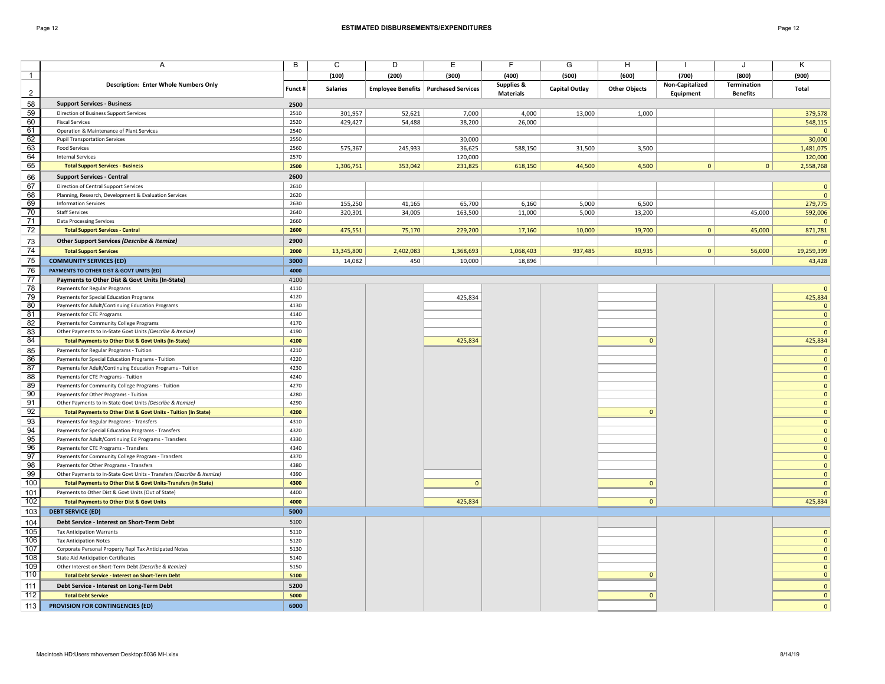# ESTIMATED DISBURSEMENTS/EXPENDITURES

| | A | B | C | D | E | F | G | H | I | J | K |
|---|---|---|---|---|---|---|---|---|---|---|---|
| 1 | | | (100) | (200) | (300) | (400) | (500) | (600) | (700) | (800) | (900) |
| 2 | **Description: Enter Whole Numbers Only** | **Funct #** | **Salaries** | **Employee Benefits** | **Purchased Services** | **Supplies & Materials** | **Capital Outlay** | **Other Objects** | **Non-Capitalized Equipment** | **Termination Benefits** | **Total** |
| 58 | **Support Services - Business** | **2500** | | | | | | | | | |
| 59 | Direction of Business Support Services | 2510 | 301,957 | 52,621 | 7,000 | 4,000 | 13,000 | 1,000 | | | 379,578 |
| 60 | Fiscal Services | 2520 | 429,427 | 54,488 | 38,200 | 26,000 | | | | | 548,115 |
| 61 | Operation & Maintenance of Plant Services | 2540 | | | | | | | | | 0 |
| 62 | Pupil Transportation Services | 2550 | | | 30,000 | | | | | | 30,000 |
| 63 | Food Services | 2560 | 575,367 | 245,933 | 36,625 | 588,150 | 31,500 | 3,500 | | | 1,481,075 |
| 64 | Internal Services | 2570 | | | 120,000 | | | | | | 120,000 |
| 65 | **Total Support Services - Business** | **2500** | 1,306,751 | 353,042 | 231,825 | 618,150 | 44,500 | 4,500 | 0 | 0 | 2,558,768 |
| 66 | **Support Services - Central** | **2600** | | | | | | | | | |
| 67 | Direction of Central Support Services | 2610 | | | | | | | | | 0 |
| 68 | Planning, Research, Development & Evaluation Services | 2620 | | | | | | | | | 0 |
| 69 | Information Services | 2630 | 155,250 | 41,165 | 65,700 | 6,160 | 5,000 | 6,500 | | | 279,775 |
| 70 | Staff Services | 2640 | 320,301 | 34,005 | 163,500 | 11,000 | 5,000 | 13,200 | | 45,000 | 592,006 |
| 71 | Data Processing Services | 2660 | | | | | | | | | 0 |
| 72 | **Total Support Services - Central** | **2600** | 475,551 | 75,170 | 229,200 | 17,160 | 10,000 | 19,700 | 0 | 45,000 | 871,781 |
| 73 | **Other Support Services *(Describe & Itemize)*** | **2900** | | | | | | | | | 0 |
| 74 | **Total Support Services** | **2000** | 13,345,800 | 2,402,083 | 1,368,693 | 1,068,403 | 937,485 | 80,935 | 0 | 56,000 | 19,259,399 |
| 75 | **COMMUNITY SERVICES (ED)** | **3000** | 14,082 | 450 | 10,000 | 18,896 | | | | | 43,428 |
| 76 | **PAYMENTS TO OTHER DIST & GOVT UNITS (ED)** | **4000** | | | | | | | | | |
| 77 | **Payments to Other Dist & Govt Units (In-State)** | 4100 | | | | | | | | | |
| 78 | Payments for Regular Programs | 4110 | | | | | | | | | 0 |
| 79 | Payments for Special Education Programs | 4120 | | | 425,834 | | | | | | 425,834 |
| 80 | Payments for Adult/Continuing Education Programs | 4130 | | | | | | | | | 0 |
| 81 | Payments for CTE Programs | 4140 | | | | | | | | | 0 |
| 82 | Payments for Community College Programs | 4170 | | | | | | | | | 0 |
| 83 | Other Payments to In-State Govt Units *(Describe & Itemize)* | 4190 | | | | | | | | | 0 |
| 84 | **Total Payments to Other Dist & Govt Units (In-State)** | **4100** | | | 425,834 | | | 0 | | | 425,834 |
| 85 | Payments for Regular Programs - Tuition | 4210 | | | | | | | | | 0 |
| 86 | Payments for Special Education Programs - Tuition | 4220 | | | | | | | | | 0 |
| 87 | Payments for Adult/Continuing Education Programs - Tuition | 4230 | | | | | | | | | 0 |
| 88 | Payments for CTE Programs - Tuition | 4240 | | | | | | | | | 0 |
| 89 | Payments for Community College Programs - Tuition | 4270 | | | | | | | | | 0 |
| 90 | Payments for Other Programs - Tuition | 4280 | | | | | | | | | 0 |
| 91 | Other Payments to In-State Govt Units *(Describe & Itemize)* | 4290 | | | | | | | | | 0 |
| 92 | **Total Payments to Other Dist & Govt Units - Tuition (In State)** | **4200** | | | | | | 0 | | | 0 |
| 93 | Payments for Regular Programs - Transfers | 4310 | | | | | | | | | 0 |
| 94 | Payments for Special Education Programs - Transfers | 4320 | | | | | | | | | 0 |
| 95 | Payments for Adult/Continuing Ed Programs - Transfers | 4330 | | | | | | | | | 0 |
| 96 | Payments for CTE Programs - Transfers | 4340 | | | | | | | | | 0 |
| 97 | Payments for Community College Program - Transfers | 4370 | | | | | | | | | 0 |
| 98 | Payments for Other Programs - Transfers | 4380 | | | | | | | | | 0 |
| 99 | Other Payments to In-State Govt Units - Transfers *(Describe & Itemize)* | 4390 | | | | | | | | | 0 |
| 100 | **Total Payments to Other Dist & Govt Units-Transfers (In State)** | **4300** | | | 0 | | | 0 | | | 0 |
| 101 | Payments to Other Dist & Govt Units (Out of State) | 4400 | | | | | | | | | 0 |
| 102 | **Total Payments to Other Dist & Govt Units** | **4000** | | | 425,834 | | | 0 | | | 425,834 |
| 103 | **DEBT SERVICE (ED)** | **5000** | | | | | | | | | |
| 104 | **Debt Service - Interest on Short-Term Debt** | 5100 | | | | | | | | | |
| 105 | Tax Anticipation Warrants | 5110 | | | | | | | | | 0 |
| 106 | Tax Anticipation Notes | 5120 | | | | | | | | | 0 |
| 107 | Corporate Personal Property Repl Tax Anticipated Notes | 5130 | | | | | | | | | 0 |
| 108 | State Aid Anticipation Certificates | 5140 | | | | | | | | | 0 |
| 109 | Other Interest on Short-Term Debt *(Describe & Itemize)* | 5150 | | | | | | | | | 0 |
| 110 | **Total Debt Service - Interest on Short-Term Debt** | **5100** | | | | | | 0 | | | 0 |
| 111 | **Debt Service - Interest on Long-Term Debt** | **5200** | | | | | | | | | 0 |
| 112 | **Total Debt Service** | **5000** | | | | | | 0 | | | 0 |
| 113 | **PROVISION FOR CONTINGENCIES (ED)** | **6000** | | | | | | | | | 0 |

Macintosh HD:Users:mhoversen:Desktop:5036 MH.xlsx

8/14/19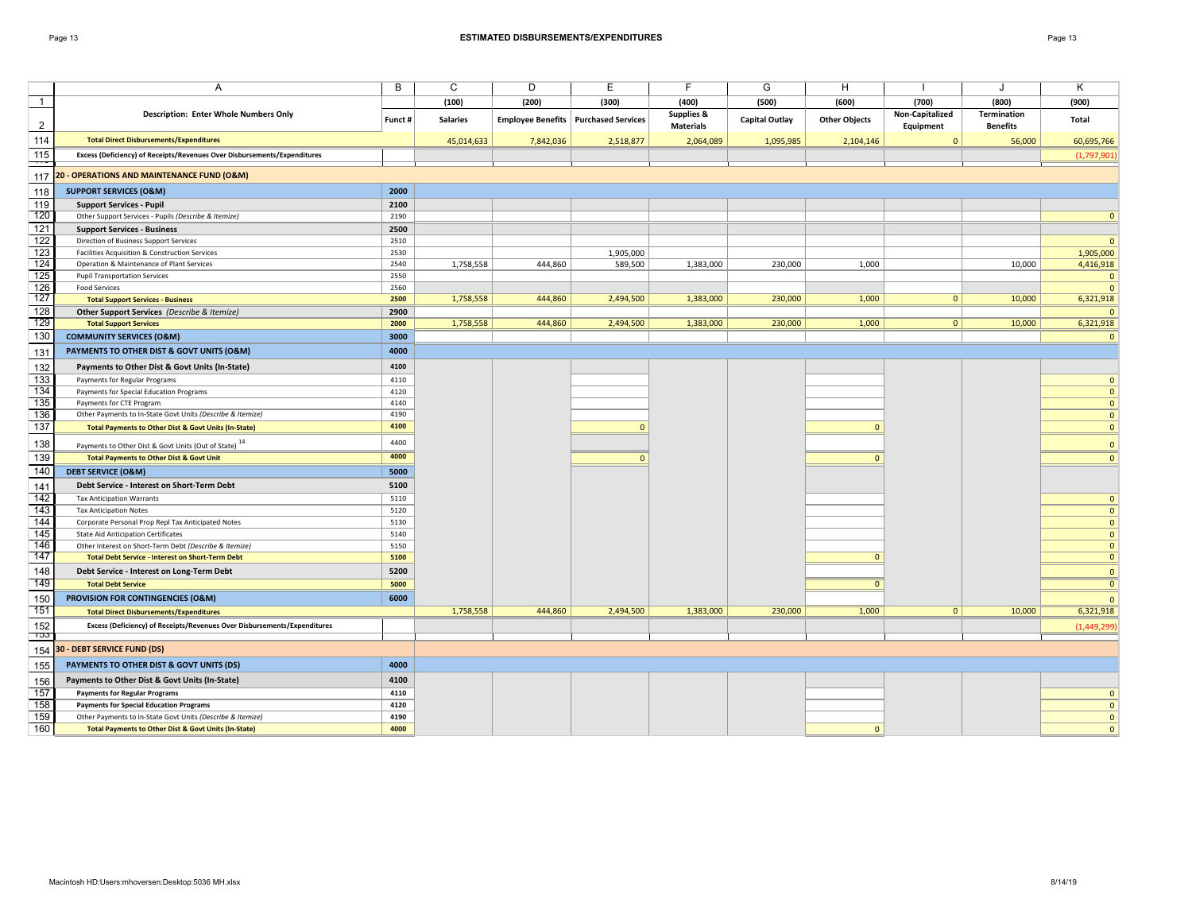# ESTIMATED DISBURSEMENTS/EXPENDITURES

| | A | B | C | D | E | F | G | H | I | J | K |
|---|---|---|---|---|---|---|---|---|---|---|---|
| 1 | Description: Enter Whole Numbers Only | Funct # | (100) | (200) | (300) | (400) | (500) | (600) | (700) | (800) | (900) |
| 2 | | | Salaries | Employee Benefits | Purchased Services | Supplies & Materials | Capital Outlay | Other Objects | Non-Capitalized Equipment | Termination Benefits | Total |
| 114 | **Total Direct Disbursements/Expenditures** | | 45,014,633 | 7,842,036 | 2,518,877 | 2,064,089 | 1,095,985 | 2,104,146 | 0 | 56,000 | 60,695,766 |
| 115 | **Excess (Deficiency) of Receipts/Revenues Over Disbursements/Expenditures** | | | | | | | | | | (1,797,901) |
| 117 | **20 - OPERATIONS AND MAINTENANCE FUND (O&M)** | | | | | | | | | | |
| 118 | **SUPPORT SERVICES (O&M)** | **2000** | | | | | | | | | |
| 119 | **Support Services - Pupil** | **2100** | | | | | | | | | |
| 120 | Other Support Services - Pupils *(Describe & Itemize)* | 2190 | | | | | | | | | 0 |
| 121 | **Support Services - Business** | **2500** | | | | | | | | | |
| 122 | Direction of Business Support Services | 2510 | | | | | | | | | 0 |
| 123 | Facilities Acquisition & Construction Services | 2530 | | | 1,905,000 | | | | | | 1,905,000 |
| 124 | Operation & Maintenance of Plant Services | 2540 | 1,758,558 | 444,860 | 589,500 | 1,383,000 | 230,000 | 1,000 | | 10,000 | 4,416,918 |
| 125 | Pupil Transportation Services | 2550 | | | | | | | | | 0 |
| 126 | Food Services | 2560 | | | | | | | | | 0 |
| 127 | **Total Support Services - Business** | **2500** | 1,758,558 | 444,860 | 2,494,500 | 1,383,000 | 230,000 | 1,000 | 0 | 10,000 | 6,321,918 |
| 128 | **Other Support Services** *(Describe & Itemize)* | **2900** | | | | | | | | | 0 |
| 129 | **Total Support Services** | **2000** | 1,758,558 | 444,860 | 2,494,500 | 1,383,000 | 230,000 | 1,000 | 0 | 10,000 | 6,321,918 |
| 130 | **COMMUNITY SERVICES (O&M)** | **3000** | | | | | | | | | 0 |
| 131 | **PAYMENTS TO OTHER DIST & GOVT UNITS (O&M)** | **4000** | | | | | | | | | |
| 132 | **Payments to Other Dist & Govt Units (In-State)** | **4100** | | | | | | | | | |
| 133 | Payments for Regular Programs | 4110 | | | | | | | | | 0 |
| 134 | Payments for Special Education Programs | 4120 | | | | | | | | | 0 |
| 135 | Payments for CTE Program | 4140 | | | | | | | | | 0 |
| 136 | Other Payments to In-State Govt Units *(Describe & Itemize)* | 4190 | | | | | | | | | 0 |
| 137 | **Total Payments to Other Dist & Govt Units (In-State)** | **4100** | | | 0 | | | 0 | | | 0 |
| 138 | Payments to Other Dist & Govt Units (Out of State) [14] | 4400 | | | | | | | | | 0 |
| 139 | **Total Payments to Other Dist & Govt Unit** | **4000** | | | 0 | | | 0 | | | 0 |
| 140 | **DEBT SERVICE (O&M)** | **5000** | | | | | | | | | |
| 141 | **Debt Service - Interest on Short-Term Debt** | **5100** | | | | | | | | | |
| 142 | Tax Anticipation Warrants | 5110 | | | | | | | | | 0 |
| 143 | Tax Anticipation Notes | 5120 | | | | | | | | | 0 |
| 144 | Corporate Personal Prop Repl Tax Anticipated Notes | 5130 | | | | | | | | | 0 |
| 145 | State Aid Anticipation Certificates | 5140 | | | | | | | | | 0 |
| 146 | Other Interest on Short-Term Debt *(Describe & Itemize)* | 5150 | | | | | | | | | 0 |
| 147 | **Total Debt Service - Interest on Short-Term Debt** | **5100** | | | | | | 0 | | | 0 |
| 148 | **Debt Service - Interest on Long-Term Debt** | **5200** | | | | | | | | | 0 |
| 149 | **Total Debt Service** | **5000** | | | | | | 0 | | | 0 |
| 150 | **PROVISION FOR CONTINGENCIES (O&M)** | **6000** | | | | | | | | | 0 |
| 151 | **Total Direct Disbursements/Expenditures** | | 1,758,558 | 444,860 | 2,494,500 | 1,383,000 | 230,000 | 1,000 | 0 | 10,000 | 6,321,918 |
| 152 | **Excess (Deficiency) of Receipts/Revenues Over Disbursements/Expenditures** | | | | | | | | | | (1,449,299) |
| 154 | **30 - DEBT SERVICE FUND (DS)** | | | | | | | | | | |
| 155 | **PAYMENTS TO OTHER DIST & GOVT UNITS (DS)** | **4000** | | | | | | | | | |
| 156 | **Payments to Other Dist & Govt Units (In-State)** | **4100** | | | | | | | | | |
| 157 | **Payments for Regular Programs** | **4110** | | | | | | | | | 0 |
| 158 | **Payments for Special Education Programs** | **4120** | | | | | | | | | 0 |
| 159 | Other Payments to In-State Govt Units *(Describe & Itemize)* | 4190 | | | | | | | | | 0 |
| 160 | **Total Payments to Other Dist & Govt Units (In-State)** | **4000** | | | | | | 0 | | | 0 |

Macintosh HD:Users:mhoversen:Desktop:5036 MH.xlsx 8/14/19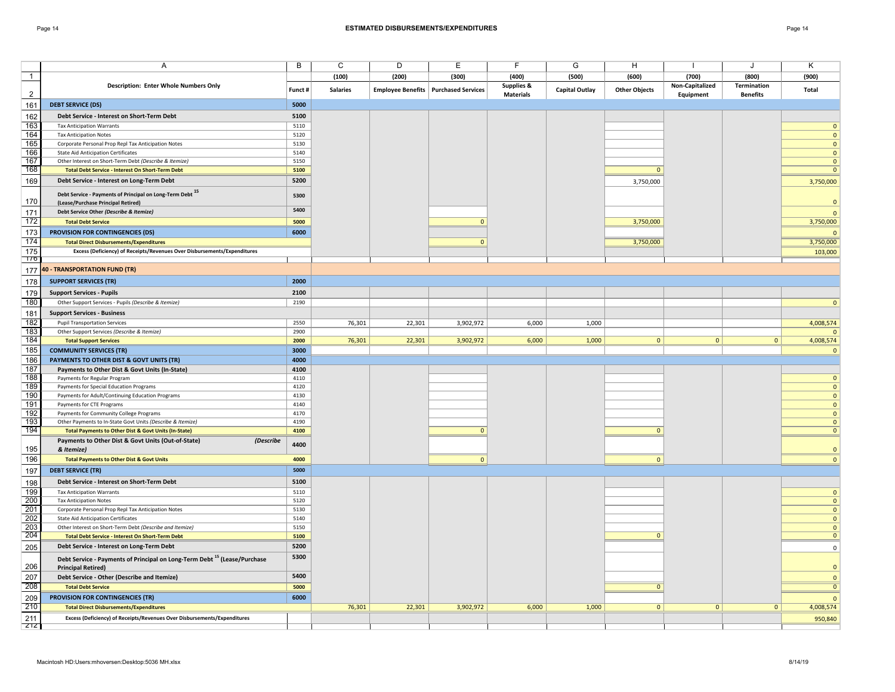# ESTIMATED DISBURSEMENTS/EXPENDITURES

| | A | B | C | D | E | F | G | H | I | J | K |
|---|---|---|---|---|---|---|---|---|---|---|---|
| 1 | | | (100) | (200) | (300) | (400) | (500) | (600) | (700) | (800) | (900) |
| 2 | **Description: Enter Whole Numbers Only** | **Funct #** | **Salaries** | **Employee Benefits** | **Purchased Services** | **Supplies & Materials** | **Capital Outlay** | **Other Objects** | **Non-Capitalized Equipment** | **Termination Benefits** | **Total** |
| 161 | **DEBT SERVICE (DS)** | **5000** | | | | | | | | | |
| 162 | **Debt Service - Interest on Short-Term Debt** | **5100** | | | | | | | | | |
| 163 | Tax Anticipation Warrants | 5110 | | | | | | | | | 0 |
| 164 | Tax Anticipation Notes | 5120 | | | | | | | | | 0 |
| 165 | Corporate Personal Prop Repl Tax Anticipation Notes | 5130 | | | | | | | | | 0 |
| 166 | State Aid Anticipation Certificates | 5140 | | | | | | | | | 0 |
| 167 | Other Interest on Short-Term Debt *(Describe & Itemize)* | 5150 | | | | | | | | | 0 |
| 168 | **Total Debt Service - Interest On Short-Term Debt** | **5100** | | | | | | 0 | | | 0 |
| 169 | **Debt Service - Interest on Long-Term Debt** | **5200** | | | | | | 3,750,000 | | | 3,750,000 |
| 170 | **Debt Service - Payments of Principal on Long-Term Debt [15] (Lease/Purchase Principal Retired)** | **5300** | | | | | | | | | 0 |
| 171 | **Debt Service Other *(Describe & Itemize)*** | **5400** | | | | | | | | | 0 |
| 172 | **Total Debt Service** | **5000** | | | 0 | | | 3,750,000 | | | 3,750,000 |
| 173 | **PROVISION FOR CONTINGENCIES (DS)** | **6000** | | | | | | | | | 0 |
| 174 | **Total Direct Disbursements/Expenditures** | | | | 0 | | | 3,750,000 | | | 3,750,000 |
| 175 | **Excess (Deficiency) of Receipts/Revenues Over Disbursements/Expenditures** | | | | | | | | | | 103,000 |
| 176 | | | | | | | | | | | |
| 177 | **40 - TRANSPORTATION FUND (TR)** | | | | | | | | | | |
| 178 | **SUPPORT SERVICES (TR)** | **2000** | | | | | | | | | |
| 179 | **Support Services - Pupils** | **2100** | | | | | | | | | |
| 180 | Other Support Services - Pupils *(Describe & Itemize)* | 2190 | | | | | | | | | 0 |
| 181 | **Support Services - Business** | | | | | | | | | | |
| 182 | Pupil Transportation Services | 2550 | 76,301 | 22,301 | 3,902,972 | 6,000 | 1,000 | | | | 4,008,574 |
| 183 | Other Support Services *(Describe & Itemize)* | 2900 | | | | | | | | | 0 |
| 184 | **Total Support Services** | **2000** | 76,301 | 22,301 | 3,902,972 | 6,000 | 1,000 | 0 | 0 | 0 | 4,008,574 |
| 185 | **COMMUNITY SERVICES (TR)** | **3000** | | | | | | | | | 0 |
| 186 | **PAYMENTS TO OTHER DIST & GOVT UNITS (TR)** | **4000** | | | | | | | | | |
| 187 | **Payments to Other Dist & Govt Units (In-State)** | **4100** | | | | | | | | | |
| 188 | Payments for Regular Program | 4110 | | | | | | | | | 0 |
| 189 | Payments for Special Education Programs | 4120 | | | | | | | | | 0 |
| 190 | Payments for Adult/Continuing Education Programs | 4130 | | | | | | | | | 0 |
| 191 | Payments for CTE Programs | 4140 | | | | | | | | | 0 |
| 192 | Payments for Community College Programs | 4170 | | | | | | | | | 0 |
| 193 | Other Payments to In-State Govt Units *(Describe & Itemize)* | 4190 | | | | | | | | | 0 |
| 194 | **Total Payments to Other Dist & Govt Units (In-State)** | **4100** | | | 0 | | | 0 | | | 0 |
| 195 | **Payments to Other Dist & Govt Units (Out-of-State) *(Describe & Itemize)*** | **4400** | | | | | | | | | 0 |
| 196 | **Total Payments to Other Dist & Govt Units** | **4000** | | | 0 | | | 0 | | | 0 |
| 197 | **DEBT SERVICE (TR)** | **5000** | | | | | | | | | |
| 198 | **Debt Service - Interest on Short-Term Debt** | **5100** | | | | | | | | | |
| 199 | Tax Anticipation Warrants | 5110 | | | | | | | | | 0 |
| 200 | Tax Anticipation Notes | 5120 | | | | | | | | | 0 |
| 201 | Corporate Personal Prop Repl Tax Anticipation Notes | 5130 | | | | | | | | | 0 |
| 202 | State Aid Anticipation Certificates | 5140 | | | | | | | | | 0 |
| 203 | Other Interest on Short-Term Debt *(Describe and Itemize)* | 5150 | | | | | | | | | 0 |
| 204 | **Total Debt Service - Interest On Short-Term Debt** | **5100** | | | | | | 0 | | | 0 |
| 205 | **Debt Service - Interest on Long-Term Debt** | **5200** | | | | | | | | | 0 |
| 206 | **Debt Service - Payments of Principal on Long-Term Debt [15] (Lease/Purchase Principal Retired)** | **5300** | | | | | | | | | 0 |
| 207 | **Debt Service - Other (Describe and Itemize)** | **5400** | | | | | | | | | 0 |
| 208 | **Total Debt Service** | **5000** | | | | | | 0 | | | 0 |
| 209 | **PROVISION FOR CONTINGENCIES (TR)** | **6000** | | | | | | | | | 0 |
| 210 | **Total Direct Disbursements/Expenditures** | | 76,301 | 22,301 | 3,902,972 | 6,000 | 1,000 | 0 | 0 | 0 | 4,008,574 |
| 211 | **Excess (Deficiency) of Receipts/Revenues Over Disbursements/Expenditures** | | | | | | | | | | 950,840 |
| 212 | | | | | | | | | | | |

Macintosh HD:Users:mhoversen:Desktop:5036 MH.xlsx

8/14/19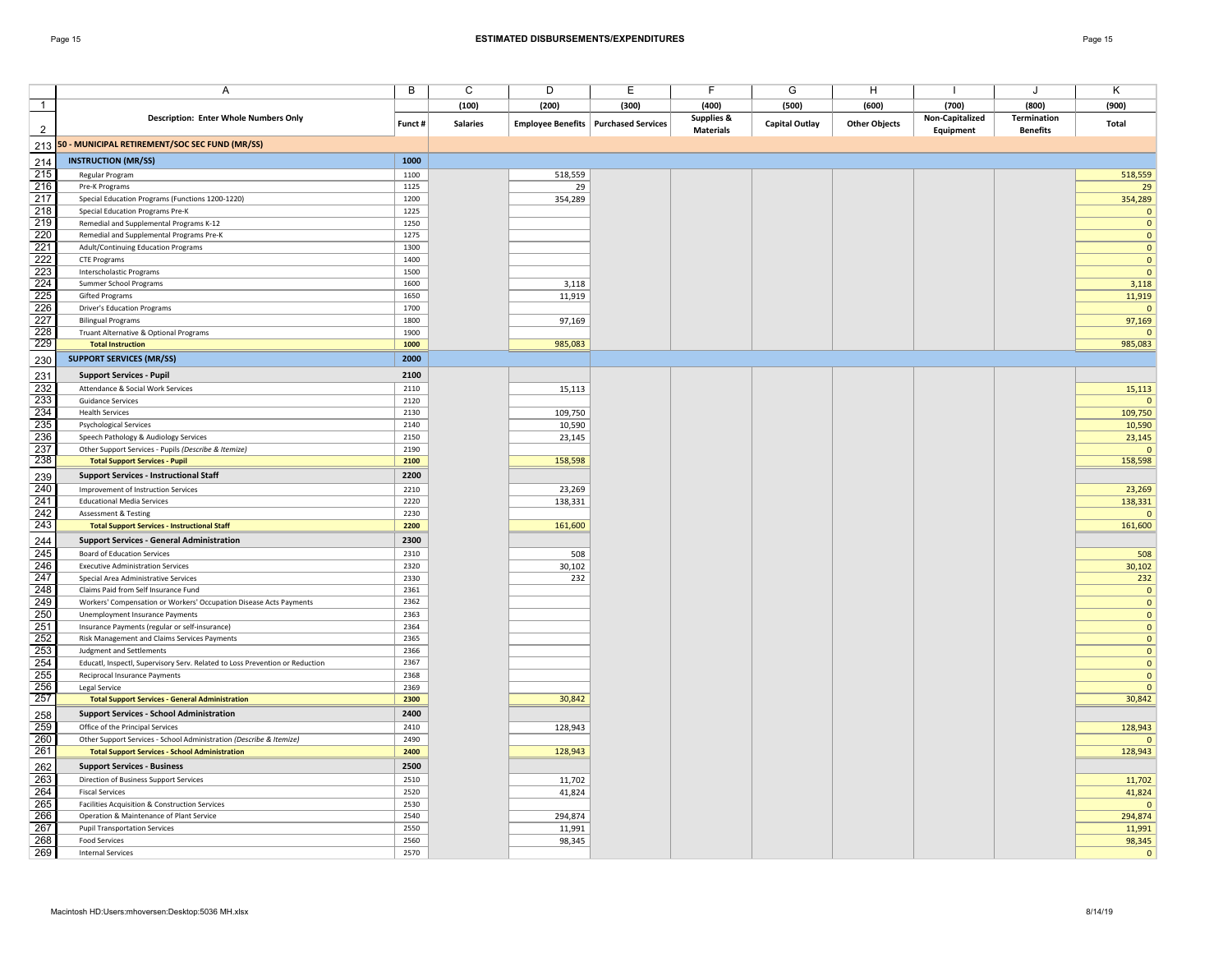## ESTIMATED DISBURSEMENTS/EXPENDITURES

| | A | B | C | D | E | F | G | H | I | J | K |
|---|---|---|---|---|---|---|---|---|---|---|---|
| 1 | | | (100) | (200) | (300) | (400) | (500) | (600) | (700) | (800) | (900) |
| 2 | Description: Enter Whole Numbers Only | Funct # | Salaries | Employee Benefits | Purchased Services | Supplies & Materials | Capital Outlay | Other Objects | Non-Capitalized Equipment | Termination Benefits | Total |
| 213 | **50 - MUNICIPAL RETIREMENT/SOC SEC FUND (MR/SS)** | | | | | | | | | | |
| 214 | **INSTRUCTION (MR/SS)** | **1000** | | | | | | | | | |
| 215 | Regular Program | 1100 | | 518,559 | | | | | | | 518,559 |
| 216 | Pre-K Programs | 1125 | | 29 | | | | | | | 29 |
| 217 | Special Education Programs (Functions 1200-1220) | 1200 | | 354,289 | | | | | | | 354,289 |
| 218 | Special Education Programs Pre-K | 1225 | | | | | | | | | 0 |
| 219 | Remedial and Supplemental Programs K-12 | 1250 | | | | | | | | | 0 |
| 220 | Remedial and Supplemental Programs Pre-K | 1275 | | | | | | | | | 0 |
| 221 | Adult/Continuing Education Programs | 1300 | | | | | | | | | 0 |
| 222 | CTE Programs | 1400 | | | | | | | | | 0 |
| 223 | Interscholastic Programs | 1500 | | | | | | | | | 0 |
| 224 | Summer School Programs | 1600 | | 3,118 | | | | | | | 3,118 |
| 225 | Gifted Programs | 1650 | | 11,919 | | | | | | | 11,919 |
| 226 | Driver's Education Programs | 1700 | | | | | | | | | 0 |
| 227 | Bilingual Programs | 1800 | | 97,169 | | | | | | | 97,169 |
| 228 | Truant Alternative & Optional Programs | 1900 | | | | | | | | | 0 |
| 229 | **Total Instruction** | **1000** | | 985,083 | | | | | | | 985,083 |
| 230 | **SUPPORT SERVICES (MR/SS)** | **2000** | | | | | | | | | |
| 231 | **Support Services - Pupil** | **2100** | | | | | | | | | |
| 232 | Attendance & Social Work Services | 2110 | | 15,113 | | | | | | | 15,113 |
| 233 | Guidance Services | 2120 | | | | | | | | | 0 |
| 234 | Health Services | 2130 | | 109,750 | | | | | | | 109,750 |
| 235 | Psychological Services | 2140 | | 10,590 | | | | | | | 10,590 |
| 236 | Speech Pathology & Audiology Services | 2150 | | 23,145 | | | | | | | 23,145 |
| 237 | Other Support Services - Pupils *(Describe & Itemize)* | 2190 | | | | | | | | | 0 |
| 238 | **Total Support Services - Pupil** | **2100** | | 158,598 | | | | | | | 158,598 |
| 239 | **Support Services - Instructional Staff** | **2200** | | | | | | | | | |
| 240 | Improvement of Instruction Services | 2210 | | 23,269 | | | | | | | 23,269 |
| 241 | Educational Media Services | 2220 | | 138,331 | | | | | | | 138,331 |
| 242 | Assessment & Testing | 2230 | | | | | | | | | 0 |
| 243 | **Total Support Services - Instructional Staff** | **2200** | | 161,600 | | | | | | | 161,600 |
| 244 | **Support Services - General Administration** | **2300** | | | | | | | | | |
| 245 | Board of Education Services | 2310 | | 508 | | | | | | | 508 |
| 246 | Executive Administration Services | 2320 | | 30,102 | | | | | | | 30,102 |
| 247 | Special Area Administrative Services | 2330 | | 232 | | | | | | | 232 |
| 248 | Claims Paid from Self Insurance Fund | 2361 | | | | | | | | | 0 |
| 249 | Workers' Compensation or Workers' Occupation Disease Acts Payments | 2362 | | | | | | | | | 0 |
| 250 | Unemployment Insurance Payments | 2363 | | | | | | | | | 0 |
| 251 | Insurance Payments (regular or self-insurance) | 2364 | | | | | | | | | 0 |
| 252 | Risk Management and Claims Services Payments | 2365 | | | | | | | | | 0 |
| 253 | Judgment and Settlements | 2366 | | | | | | | | | 0 |
| 254 | Educatl, Inspectl, Supervisory Serv. Related to Loss Prevention or Reduction | 2367 | | | | | | | | | 0 |
| 255 | Reciprocal Insurance Payments | 2368 | | | | | | | | | 0 |
| 256 | Legal Service | 2369 | | | | | | | | | 0 |
| 257 | **Total Support Services - General Administration** | **2300** | | 30,842 | | | | | | | 30,842 |
| 258 | **Support Services - School Administration** | **2400** | | | | | | | | | |
| 259 | Office of the Principal Services | 2410 | | 128,943 | | | | | | | 128,943 |
| 260 | Other Support Services - School Administration *(Describe & Itemize)* | 2490 | | | | | | | | | 0 |
| 261 | **Total Support Services - School Administration** | **2400** | | 128,943 | | | | | | | 128,943 |
| 262 | **Support Services - Business** | **2500** | | | | | | | | | |
| 263 | Direction of Business Support Services | 2510 | | 11,702 | | | | | | | 11,702 |
| 264 | Fiscal Services | 2520 | | 41,824 | | | | | | | 41,824 |
| 265 | Facilities Acquisition & Construction Services | 2530 | | | | | | | | | 0 |
| 266 | Operation & Maintenance of Plant Service | 2540 | | 294,874 | | | | | | | 294,874 |
| 267 | Pupil Transportation Services | 2550 | | 11,991 | | | | | | | 11,991 |
| 268 | Food Services | 2560 | | 98,345 | | | | | | | 98,345 |
| 269 | Internal Services | 2570 | | | | | | | | | 0 |

Macintosh HD:Users:mhoversen:Desktop:5036 MH.xlsx 8/14/19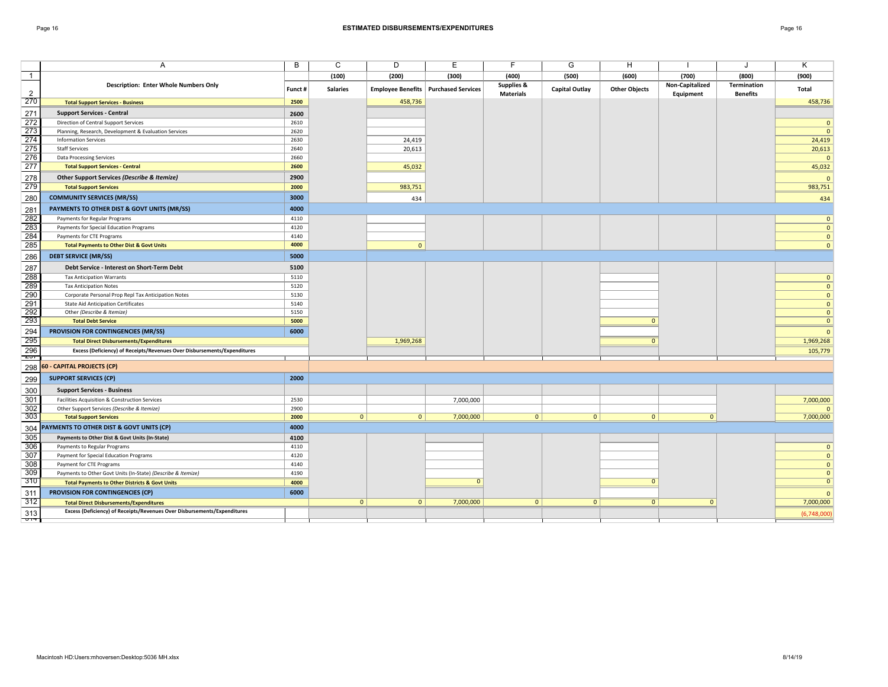# ESTIMATED DISBURSEMENTS/EXPENDITURES

| | A | B | C | D | E | F | G | H | I | J | K |
|---|---|---|---|---|---|---|---|---|---|---|---|
| 1 | | | (100) | (200) | (300) | (400) | (500) | (600) | (700) | (800) | (900) |
| 2 | Description: Enter Whole Numbers Only | Funct # | Salaries | Employee Benefits | Purchased Services | Supplies & Materials | Capital Outlay | Other Objects | Non-Capitalized Equipment | Termination Benefits | Total |
| 270 | **Total Support Services - Business** | 2500 | | 458,736 | | | | | | | 458,736 |
| 271 | **Support Services - Central** | 2600 | | | | | | | | | |
| 272 | Direction of Central Support Services | 2610 | | | | | | | | | 0 |
| 273 | Planning, Research, Development & Evaluation Services | 2620 | | | | | | | | | 0 |
| 274 | Information Services | 2630 | | 24,419 | | | | | | | 24,419 |
| 275 | Staff Services | 2640 | | 20,613 | | | | | | | 20,613 |
| 276 | Data Processing Services | 2660 | | | | | | | | | 0 |
| 277 | **Total Support Services - Central** | 2600 | | 45,032 | | | | | | | 45,032 |
| 278 | **Other Support Services *(Describe & Itemize)*** | 2900 | | | | | | | | | 0 |
| 279 | **Total Support Services** | 2000 | | 983,751 | | | | | | | 983,751 |
| 280 | **COMMUNITY SERVICES (MR/SS)** | 3000 | | 434 | | | | | | | 434 |
| 281 | **PAYMENTS TO OTHER DIST & GOVT UNITS (MR/SS)** | 4000 | | | | | | | | | |
| 282 | Payments for Regular Programs | 4110 | | | | | | | | | 0 |
| 283 | Payments for Special Education Programs | 4120 | | | | | | | | | 0 |
| 284 | Payments for CTE Programs | 4140 | | | | | | | | | 0 |
| 285 | **Total Payments to Other Dist & Govt Units** | 4000 | | 0 | | | | | | | 0 |
| 286 | **DEBT SERVICE (MR/SS)** | 5000 | | | | | | | | | |
| 287 | **Debt Service - Interest on Short-Term Debt** | 5100 | | | | | | | | | |
| 288 | Tax Anticipation Warrants | 5110 | | | | | | | | | 0 |
| 289 | Tax Anticipation Notes | 5120 | | | | | | | | | 0 |
| 290 | Corporate Personal Prop Repl Tax Anticipation Notes | 5130 | | | | | | | | | 0 |
| 291 | State Aid Anticipation Certificates | 5140 | | | | | | | | | 0 |
| 292 | Other *(Describe & Itemize)* | 5150 | | | | | | | | | 0 |
| 293 | **Total Debt Service** | 5000 | | | | | | 0 | | | 0 |
| 294 | **PROVISION FOR CONTINGENCIES (MR/SS)** | 6000 | | | | | | | | | 0 |
| 295 | **Total Direct Disbursements/Expenditures** | | | 1,969,268 | | | | 0 | | | 1,969,268 |
| 296 | **Excess (Deficiency) of Receipts/Revenues Over Disbursements/Expenditures** | | | | | | | | | | 105,779 |
| 298 | **60 - CAPITAL PROJECTS (CP)** | | | | | | | | | | |
| 299 | **SUPPORT SERVICES (CP)** | 2000 | | | | | | | | | |
| 300 | **Support Services - Business** | | | | | | | | | | |
| 301 | Facilities Acquisition & Construction Services | 2530 | | | 7,000,000 | | | | | | 7,000,000 |
| 302 | Other Support Services *(Describe & Itemize)* | 2900 | | | | | | | | | 0 |
| 303 | **Total Support Services** | 2000 | 0 | 0 | 7,000,000 | 0 | 0 | 0 | 0 | | 7,000,000 |
| 304 | **PAYMENTS TO OTHER DIST & GOVT UNITS (CP)** | 4000 | | | | | | | | | |
| 305 | **Payments to Other Dist & Govt Units (In-State)** | 4100 | | | | | | | | | |
| 306 | Payments to Regular Programs | 4110 | | | | | | | | | 0 |
| 307 | Payment for Special Education Programs | 4120 | | | | | | | | | 0 |
| 308 | Payment for CTE Programs | 4140 | | | | | | | | | 0 |
| 309 | Payments to Other Govt Units (In-State) *(Describe & Itemize)* | 4190 | | | | | | | | | 0 |
| 310 | **Total Payments to Other Districts & Govt Units** | 4000 | | | 0 | | | 0 | | | 0 |
| 311 | **PROVISION FOR CONTINGENCIES (CP)** | 6000 | | | | | | | | | 0 |
| 312 | **Total Direct Disbursements/Expenditures** | | 0 | 0 | 7,000,000 | 0 | 0 | 0 | 0 | | 7,000,000 |
| 313 | **Excess (Deficiency) of Receipts/Revenues Over Disbursements/Expenditures** | | | | | | | | | | (6,748,000) |

Macintosh HD:Users:mhoversen:Desktop:5036 MH.xlsx 8/14/19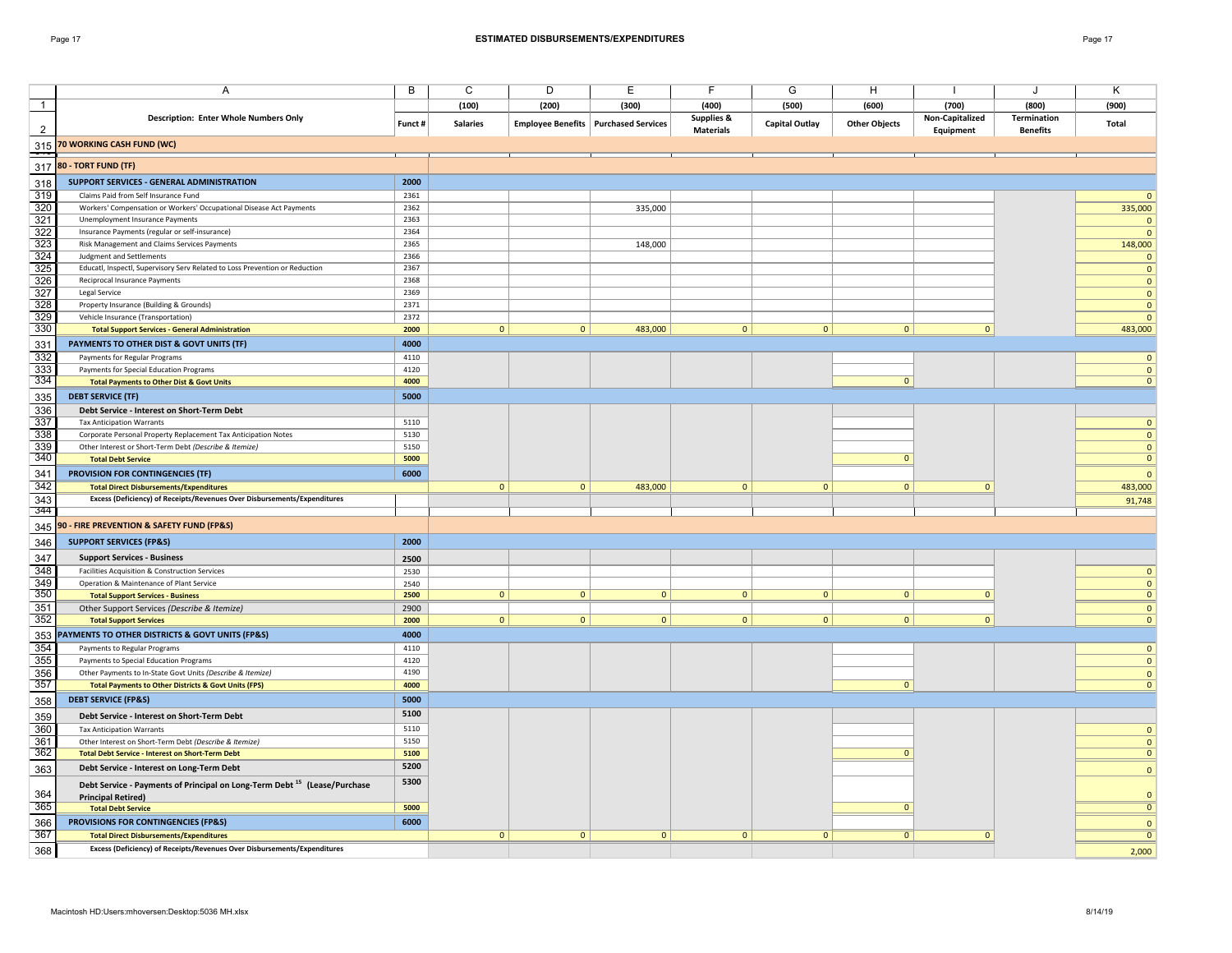## ESTIMATED DISBURSEMENTS/EXPENDITURES

| | A | B | C | D | E | F | G | H | I | J | K |
|---|---|---|---|---|---|---|---|---|---|---|---|
| 1 | | | (100) | (200) | (300) | (400) | (500) | (600) | (700) | (800) | (900) |
| 2 | Description: Enter Whole Numbers Only | Funct # | Salaries | Employee Benefits | Purchased Services | Supplies & Materials | Capital Outlay | Other Objects | Non-Capitalized Equipment | Termination Benefits | Total |
| 315 | **70 WORKING CASH FUND (WC)** | | | | | | | | | | |
| 317 | **80 - TORT FUND (TF)** | | | | | | | | | | |
| 318 | **SUPPORT SERVICES - GENERAL ADMINISTRATION** | **2000** | | | | | | | | | |
| 319 | Claims Paid from Self Insurance Fund | 2361 | | | | | | | | | 0 |
| 320 | Workers' Compensation or Workers' Occupational Disease Act Payments | 2362 | | | 335,000 | | | | | | 335,000 |
| 321 | Unemployment Insurance Payments | 2363 | | | | | | | | | 0 |
| 322 | Insurance Payments (regular or self-insurance) | 2364 | | | | | | | | | 0 |
| 323 | Risk Management and Claims Services Payments | 2365 | | | 148,000 | | | | | | 148,000 |
| 324 | Judgment and Settlements | 2366 | | | | | | | | | 0 |
| 325 | Educatl, Inspectl, Supervisory Serv Related to Loss Prevention or Reduction | 2367 | | | | | | | | | 0 |
| 326 | Reciprocal Insurance Payments | 2368 | | | | | | | | | 0 |
| 327 | Legal Service | 2369 | | | | | | | | | 0 |
| 328 | Property Insurance (Building & Grounds) | 2371 | | | | | | | | | 0 |
| 329 | Vehicle Insurance (Transportation) | 2372 | | | | | | | | | 0 |
| 330 | **Total Support Services - General Administration** | **2000** | 0 | 0 | 483,000 | 0 | 0 | 0 | 0 | | 483,000 |
| 331 | **PAYMENTS TO OTHER DIST & GOVT UNITS (TF)** | **4000** | | | | | | | | | |
| 332 | Payments for Regular Programs | 4110 | | | | | | | | | 0 |
| 333 | Payments for Special Education Programs | 4120 | | | | | | | | | 0 |
| 334 | **Total Payments to Other Dist & Govt Units** | **4000** | | | | | | 0 | | | 0 |
| 335 | **DEBT SERVICE (TF)** | **5000** | | | | | | | | | |
| 336 | **Debt Service - Interest on Short-Term Debt** | | | | | | | | | | |
| 337 | Tax Anticipation Warrants | 5110 | | | | | | | | | 0 |
| 338 | Corporate Personal Property Replacement Tax Anticipation Notes | 5130 | | | | | | | | | 0 |
| 339 | Other Interest or Short-Term Debt *(Describe & Itemize)* | 5150 | | | | | | | | | 0 |
| 340 | **Total Debt Service** | **5000** | | | | | | 0 | | | 0 |
| 341 | **PROVISION FOR CONTINGENCIES (TF)** | **6000** | | | | | | | | | 0 |
| 342 | **Total Direct Disbursements/Expenditures** | | 0 | 0 | 483,000 | 0 | 0 | 0 | 0 | | 483,000 |
| 343 | **Excess (Deficiency) of Receipts/Revenues Over Disbursements/Expenditures** | | | | | | | | | | 91,748 |
| 345 | **90 - FIRE PREVENTION & SAFETY FUND (FP&S)** | | | | | | | | | | |
| 346 | **SUPPORT SERVICES (FP&S)** | **2000** | | | | | | | | | |
| 347 | **Support Services - Business** | **2500** | | | | | | | | | |
| 348 | Facilities Acquisition & Construction Services | 2530 | | | | | | | | | 0 |
| 349 | Operation & Maintenance of Plant Service | 2540 | | | | | | | | | 0 |
| 350 | **Total Support Services - Business** | **2500** | 0 | 0 | 0 | 0 | 0 | 0 | 0 | | 0 |
| 351 | Other Support Services *(Describe & Itemize)* | 2900 | | | | | | | | | 0 |
| 352 | **Total Support Services** | **2000** | 0 | 0 | 0 | 0 | 0 | 0 | 0 | | 0 |
| 353 | **PAYMENTS TO OTHER DISTRICTS & GOVT UNITS (FP&S)** | **4000** | | | | | | | | | |
| 354 | Payments to Regular Programs | 4110 | | | | | | | | | 0 |
| 355 | Payments to Special Education Programs | 4120 | | | | | | | | | 0 |
| 356 | Other Payments to In-State Govt Units *(Describe & Itemize)* | 4190 | | | | | | | | | 0 |
| 357 | **Total Payments to Other Districts & Govt Units (FPS)** | **4000** | | | | | | 0 | | | 0 |
| 358 | **DEBT SERVICE (FP&S)** | **5000** | | | | | | | | | |
| 359 | **Debt Service - Interest on Short-Term Debt** | **5100** | | | | | | | | | |
| 360 | Tax Anticipation Warrants | 5110 | | | | | | | | | 0 |
| 361 | Other Interest on Short-Term Debt *(Describe & Itemize)* | 5150 | | | | | | | | | 0 |
| 362 | **Total Debt Service - Interest on Short-Term Debt** | **5100** | | | | | | 0 | | | 0 |
| 363 | **Debt Service - Interest on Long-Term Debt** | **5200** | | | | | | | | | 0 |
| 364 | **Debt Service - Payments of Principal on Long-Term Debt [15] (Lease/Purchase Principal Retired)** | **5300** | | | | | | | | | 0 |
| 365 | **Total Debt Service** | **5000** | | | | | | 0 | | | 0 |
| 366 | **PROVISIONS FOR CONTINGENCIES (FP&S)** | **6000** | | | | | | | | | 0 |
| 367 | **Total Direct Disbursements/Expenditures** | | 0 | 0 | 0 | 0 | 0 | 0 | 0 | | 0 |
| 368 | **Excess (Deficiency) of Receipts/Revenues Over Disbursements/Expenditures** | | | | | | | | | | 2,000 |

Macintosh HD:Users:mhoversen:Desktop:5036 MH.xlsx    8/14/19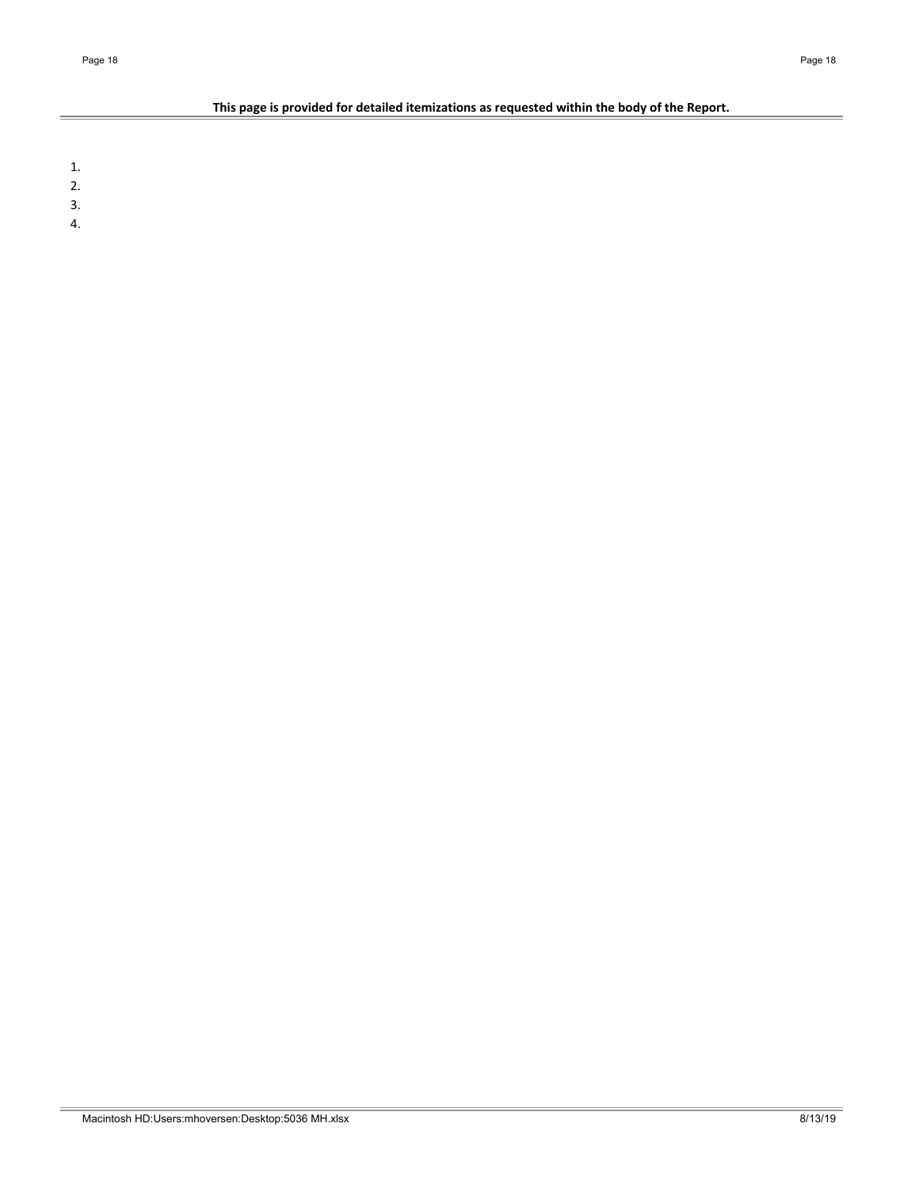**This page is provided for detailed itemizations as requested within the body of the Report.**

1.
2.
3.
4.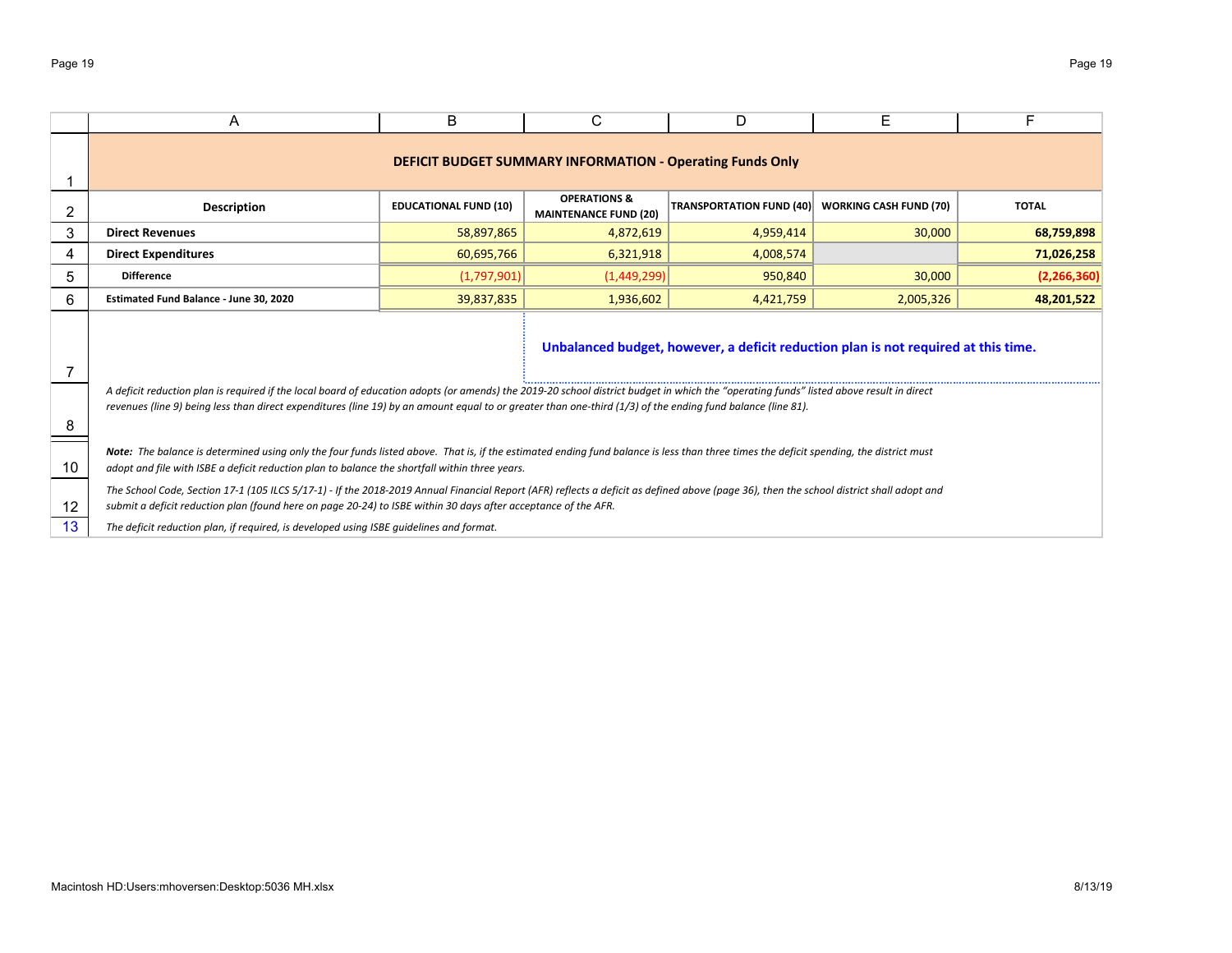## DEFICIT BUDGET SUMMARY INFORMATION - Operating Funds Only

| Description | EDUCATIONAL FUND (10) | OPERATIONS & MAINTENANCE FUND (20) | TRANSPORTATION FUND (40) | WORKING CASH FUND (70) | TOTAL |
|---|---|---|---|---|---|
| **Direct Revenues** | 58,897,865 | 4,872,619 | 4,959,414 | 30,000 | **68,759,898** |
| **Direct Expenditures** | 60,695,766 | 6,321,918 | 4,008,574 | | **71,026,258** |
| **Difference** | (1,797,901) | (1,449,299) | 950,840 | 30,000 | **(2,266,360)** |
| **Estimated Fund Balance - June 30, 2020** | 39,837,835 | 1,936,602 | 4,421,759 | 2,005,326 | **48,201,522** |

**Unbalanced budget, however, a deficit reduction plan is not required at this time.**

*A deficit reduction plan is required if the local board of education adopts (or amends) the 2019-20 school district budget in which the "operating funds" listed above result in direct revenues (line 9) being less than direct expenditures (line 19) by an amount equal to or greater than one-third (1/3) of the ending fund balance (line 81).*

***Note:*** *The balance is determined using only the four funds listed above. That is, if the estimated ending fund balance is less than three times the deficit spending, the district must adopt and file with ISBE a deficit reduction plan to balance the shortfall within three years.*

*The School Code, Section 17-1 (105 ILCS 5/17-1) - If the 2018-2019 Annual Financial Report (AFR) reflects a deficit as defined above (page 36), then the school district shall adopt and submit a deficit reduction plan (found here on page 20-24) to ISBE within 30 days after acceptance of the AFR.*

*The deficit reduction plan, if required, is developed using ISBE guidelines and format.*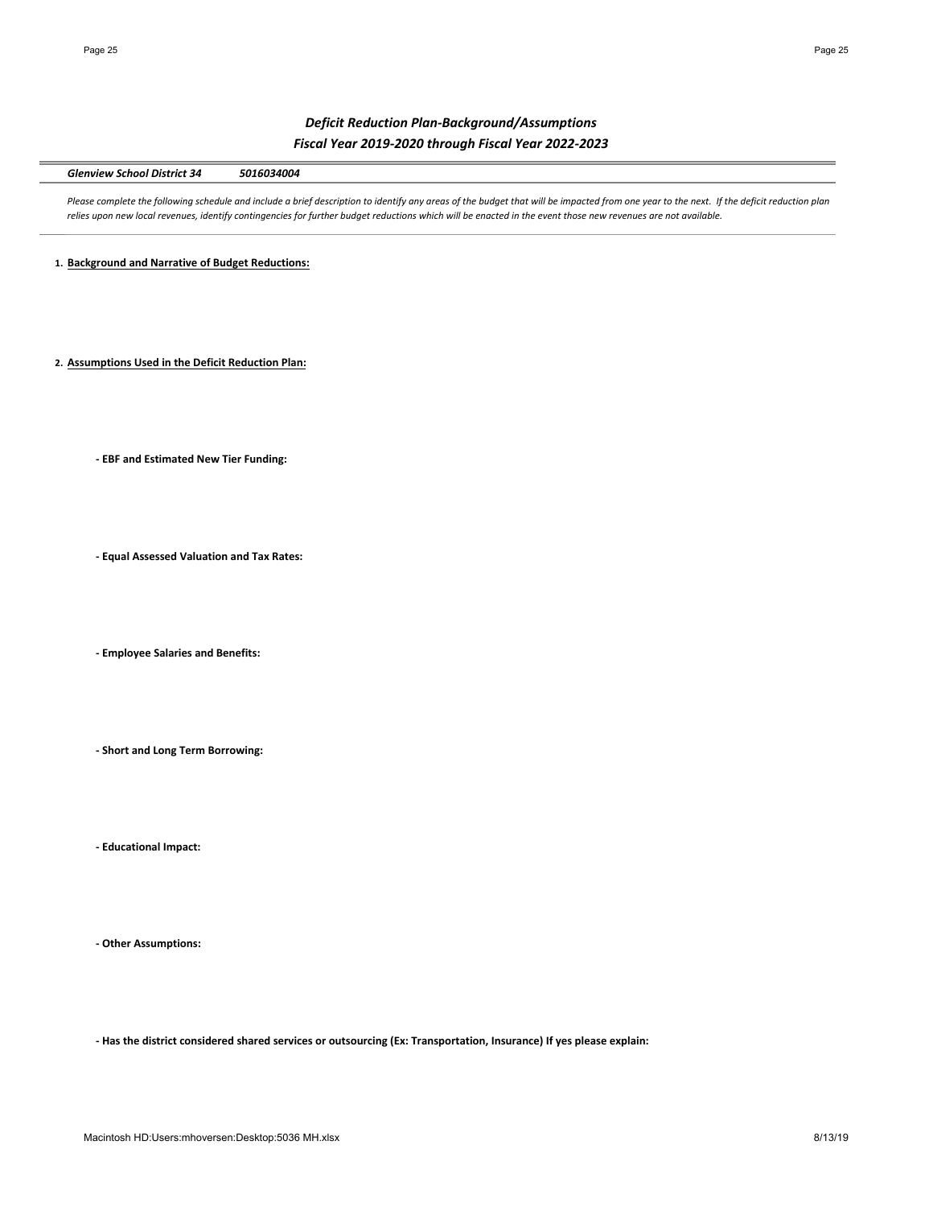## *Deficit Reduction Plan-Background/Assumptions*
### *Fiscal Year 2019-2020 through Fiscal Year 2022-2023*

***Glenview School District 34*** &nbsp;&nbsp;&nbsp;&nbsp; ***5016034004***

*Please complete the following schedule and include a brief description to identify any areas of the budget that will be impacted from one year to the next. If the deficit reduction plan relies upon new local revenues, identify contingencies for further budget reductions which will be enacted in the event those new revenues are not available.*

1. **Background and Narrative of Budget Reductions:**

2. **Assumptions Used in the Deficit Reduction Plan:**

**- EBF and Estimated New Tier Funding:**

**- Equal Assessed Valuation and Tax Rates:**

**- Employee Salaries and Benefits:**

**- Short and Long Term Borrowing:**

**- Educational Impact:**

**- Other Assumptions:**

**- Has the district considered shared services or outsourcing (Ex: Transportation, Insurance) If yes please explain:**

Macintosh HD:Users:mhoversen:Desktop:5036 MH.xlsx &nbsp;&nbsp;&nbsp;&nbsp; 8/13/19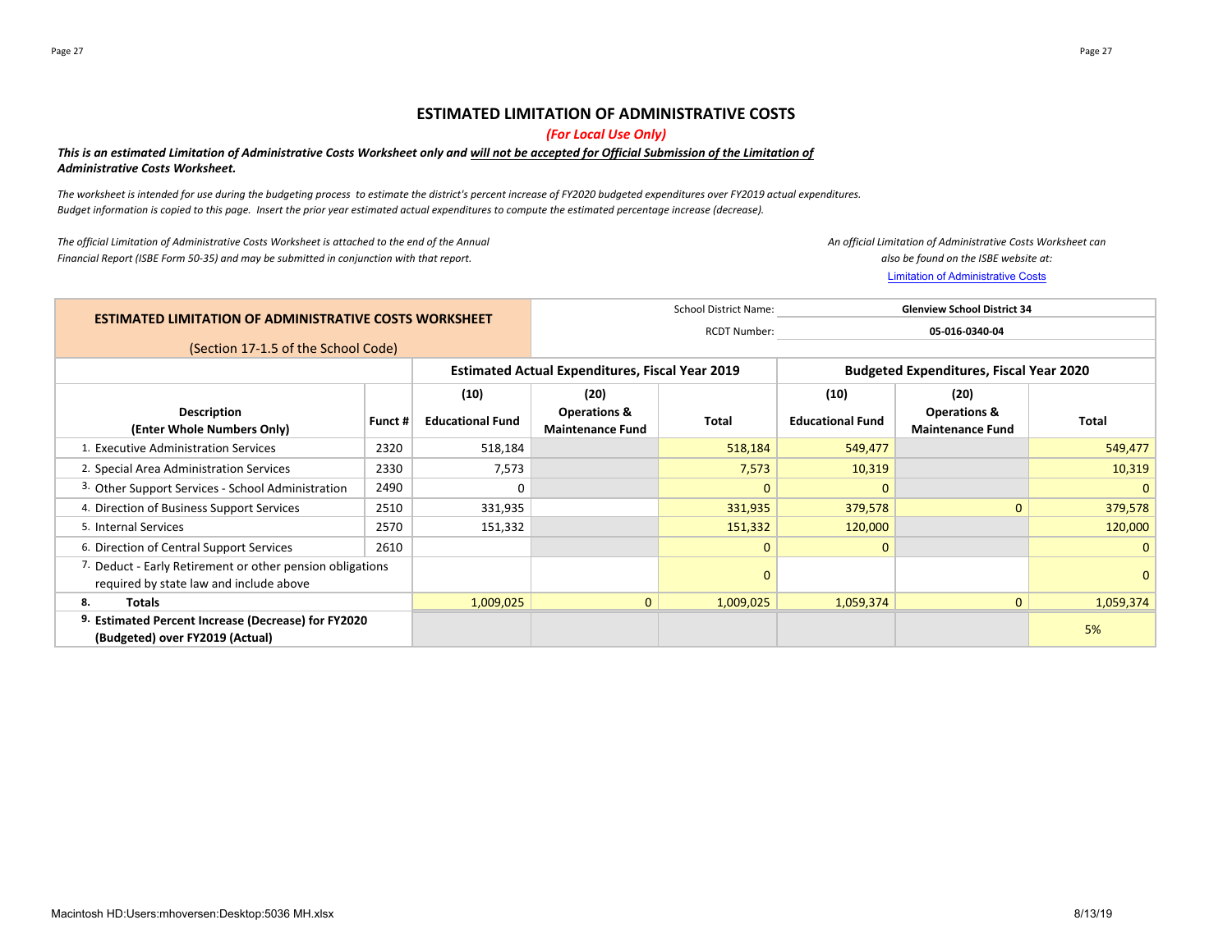## ESTIMATED LIMITATION OF ADMINISTRATIVE COSTS

*(For Local Use Only)*

***This is an estimated Limitation of Administrative Costs Worksheet only and will not be accepted for Official Submission of the Limitation of Administrative Costs Worksheet.***

*The worksheet is intended for use during the budgeting process to estimate the district's percent increase of FY2020 budgeted expenditures over FY2019 actual expenditures. Budget information is copied to this page. Insert the prior year estimated actual expenditures to compute the estimated percentage increase (decrease).*

*The official Limitation of Administrative Costs Worksheet is attached to the end of the Annual Financial Report (ISBE Form 50-35) and may be submitted in conjunction with that report.*

*An official Limitation of Administrative Costs Worksheet can also be found on the ISBE website at:*
Limitation of Administrative Costs

**ESTIMATED LIMITATION OF ADMINISTRATIVE COSTS WORKSHEET**
(Section 17-1.5 of the School Code)

School District Name: **Glenview School District 34**
RCDT Number: **05-016-0340-04**

| | | Estimated Actual Expenditures, Fiscal Year 2019 | | | Budgeted Expenditures, Fiscal Year 2020 | | |
|---|---|---|---|---|---|---|---|
| **Description (Enter Whole Numbers Only)** | **Funct #** | **(10) Educational Fund** | **(20) Operations & Maintenance Fund** | **Total** | **(10) Educational Fund** | **(20) Operations & Maintenance Fund** | **Total** |
| 1. Executive Administration Services | 2320 | 518,184 | | 518,184 | 549,477 | | 549,477 |
| 2. Special Area Administration Services | 2330 | 7,573 | | 7,573 | 10,319 | | 10,319 |
| 3. Other Support Services - School Administration | 2490 | 0 | | 0 | 0 | | 0 |
| 4. Direction of Business Support Services | 2510 | 331,935 | | 331,935 | 379,578 | 0 | 379,578 |
| 5. Internal Services | 2570 | 151,332 | | 151,332 | 120,000 | | 120,000 |
| 6. Direction of Central Support Services | 2610 | | | 0 | 0 | | 0 |
| 7. Deduct - Early Retirement or other pension obligations required by state law and include above | | | | 0 | | | 0 |
| **8. Totals** | | 1,009,025 | 0 | 1,009,025 | 1,059,374 | 0 | 1,059,374 |
| **9. Estimated Percent Increase (Decrease) for FY2020 (Budgeted) over FY2019 (Actual)** | | | | | | | 5% |

Macintosh HD:Users:mhoversen:Desktop:5036 MH.xlsx
8/13/19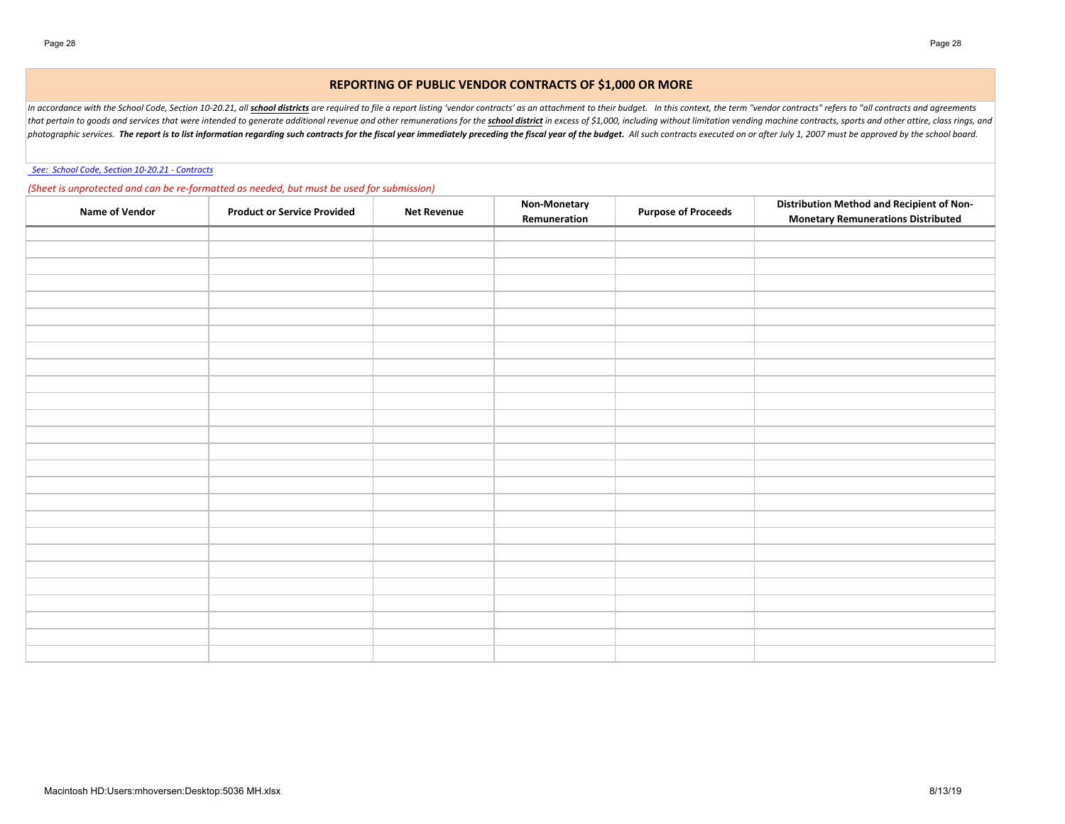## REPORTING OF PUBLIC VENDOR CONTRACTS OF $1,000 OR MORE

*In accordance with the School Code, Section 10-20.21, all **school districts** are required to file a report listing 'vendor contracts' as an attachment to their budget. In this context, the term "vendor contracts" refers to "all contracts and agreements that pertain to goods and services that were intended to generate additional revenue and other remunerations for the **school district** in excess of $1,000, including without limitation vending machine contracts, sports and other attire, class rings, and photographic services. **The report is to list information regarding such contracts for the fiscal year immediately preceding the fiscal year of the budget.** All such contracts executed on or after July 1, 2007 must be approved by the school board.*

*See: School Code, Section 10-20.21 - Contracts*

*(Sheet is unprotected and can be re-formatted as needed, but must be used for submission)*

| Name of Vendor | Product or Service Provided | Net Revenue | Non-Monetary Remuneration | Purpose of Proceeds | Distribution Method and Recipient of Non-Monetary Remunerations Distributed |
|---|---|---|---|---|---|
| | | | | | |
| | | | | | |
| | | | | | |
| | | | | | |
| | | | | | |
| | | | | | |
| | | | | | |
| | | | | | |
| | | | | | |
| | | | | | |
| | | | | | |
| | | | | | |
| | | | | | |
| | | | | | |
| | | | | | |
| | | | | | |
| | | | | | |
| | | | | | |
| | | | | | |
| | | | | | |
| | | | | | |
| | | | | | |
| | | | | | |
| | | | | | |
| | | | | | |
| | | | | | |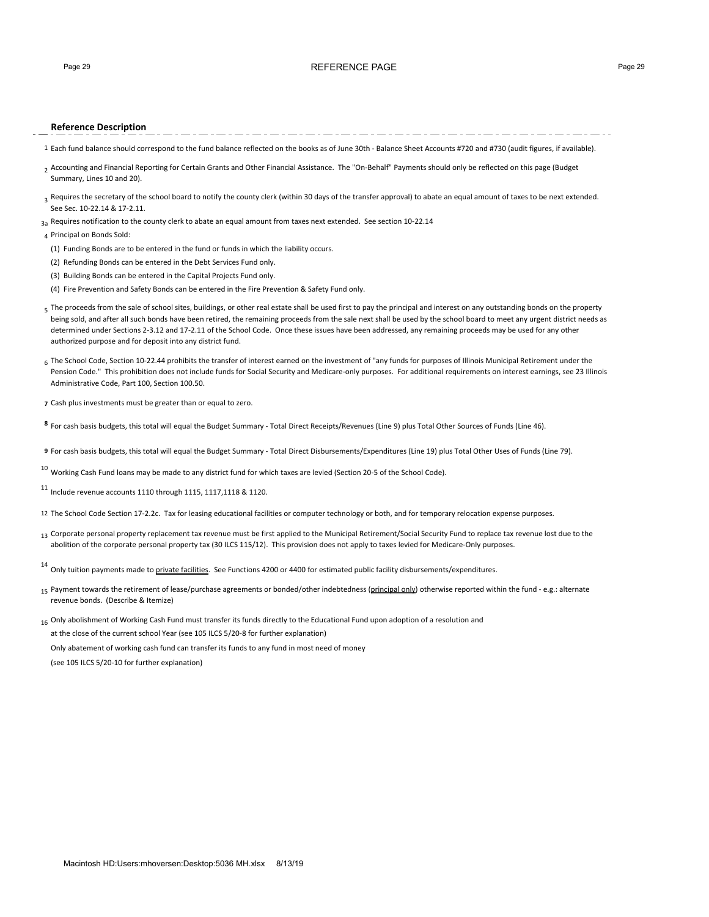# REFERENCE PAGE

## Reference Description

1 Each fund balance should correspond to the fund balance reflected on the books as of June 30th - Balance Sheet Accounts #720 and #730 (audit figures, if available).

2 Accounting and Financial Reporting for Certain Grants and Other Financial Assistance. The "On-Behalf" Payments should only be reflected on this page (Budget Summary, Lines 10 and 20).

3 Requires the secretary of the school board to notify the county clerk (within 30 days of the transfer approval) to abate an equal amount of taxes to be next extended. See Sec. 10-22.14 & 17-2.11.

3a Requires notification to the county clerk to abate an equal amount from taxes next extended. See section 10-22.14

4 Principal on Bonds Sold:

(1) Funding Bonds are to be entered in the fund or funds in which the liability occurs.

(2) Refunding Bonds can be entered in the Debt Services Fund only.

(3) Building Bonds can be entered in the Capital Projects Fund only.

(4) Fire Prevention and Safety Bonds can be entered in the Fire Prevention & Safety Fund only.

5 The proceeds from the sale of school sites, buildings, or other real estate shall be used first to pay the principal and interest on any outstanding bonds on the property being sold, and after all such bonds have been retired, the remaining proceeds from the sale next shall be used by the school board to meet any urgent district needs as determined under Sections 2-3.12 and 17-2.11 of the School Code. Once these issues have been addressed, any remaining proceeds may be used for any other authorized purpose and for deposit into any district fund.

6 The School Code, Section 10-22.44 prohibits the transfer of interest earned on the investment of "any funds for purposes of Illinois Municipal Retirement under the Pension Code." This prohibition does not include funds for Social Security and Medicare-only purposes. For additional requirements on interest earnings, see 23 Illinois Administrative Code, Part 100, Section 100.50.

**7** Cash plus investments must be greater than or equal to zero.

**8** For cash basis budgets, this total will equal the Budget Summary - Total Direct Receipts/Revenues (Line 9) plus Total Other Sources of Funds (Line 46).

**9** For cash basis budgets, this total will equal the Budget Summary - Total Direct Disbursements/Expenditures (Line 19) plus Total Other Uses of Funds (Line 79).

10 Working Cash Fund loans may be made to any district fund for which taxes are levied (Section 20-5 of the School Code).

11 Include revenue accounts 1110 through 1115, 1117,1118 & 1120.

12 The School Code Section 17-2.2c. Tax for leasing educational facilities or computer technology or both, and for temporary relocation expense purposes.

13 Corporate personal property replacement tax revenue must be first applied to the Municipal Retirement/Social Security Fund to replace tax revenue lost due to the abolition of the corporate personal property tax (30 ILCS 115/12). This provision does not apply to taxes levied for Medicare-Only purposes.

14 Only tuition payments made to <u>private facilities</u>. See Functions 4200 or 4400 for estimated public facility disbursements/expenditures.

15 Payment towards the retirement of lease/purchase agreements or bonded/other indebtedness (<u>principal only</u>) otherwise reported within the fund - e.g.: alternate revenue bonds. (Describe & Itemize)

16 Only abolishment of Working Cash Fund must transfer its funds directly to the Educational Fund upon adoption of a resolution and at the close of the current school Year (see 105 ILCS 5/20-8 for further explanation)

Only abatement of working cash fund can transfer its funds to any fund in most need of money

(see 105 ILCS 5/20-10 for further explanation)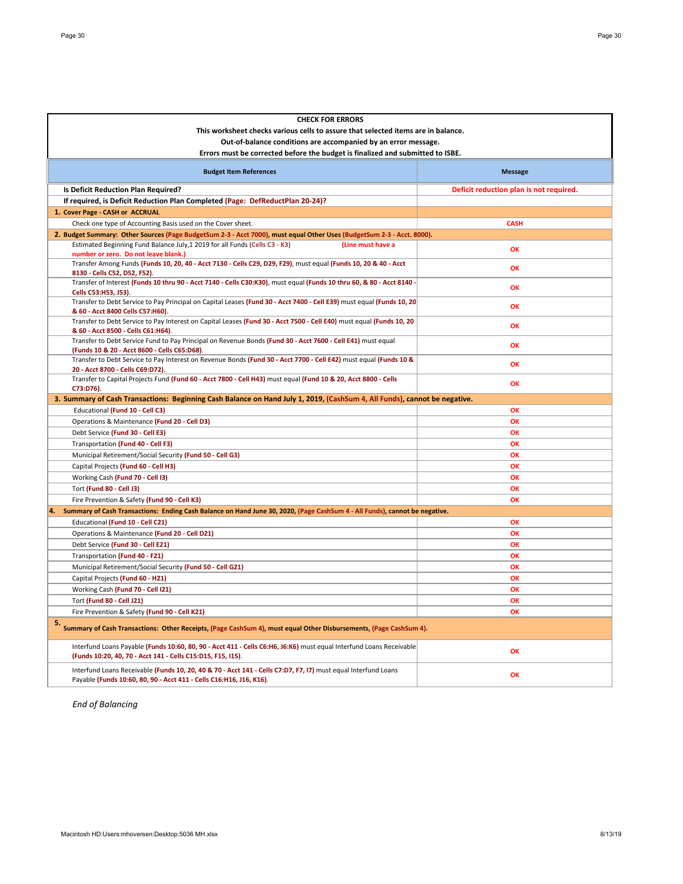| CHECK FOR ERRORS<br>This worksheet checks various cells to assure that selected items are in balance.<br>Out-of-balance conditions are accompanied by an error message.<br>Errors must be corrected before the budget is finalized and submitted to ISBE. | |
|---|---|
| **Budget Item References** | **Message** |
| **Is Deficit Reduction Plan Required?** | **Deficit reduction plan is not required.** |
| **If required, is Deficit Reduction Plan Completed (Page: DefReductPlan 20-24)?** | |
| **1. Cover Page - CASH or ACCRUAL** | |
| Check one type of Accounting Basis used on the Cover sheet. | **CASH** |
| **2. Budget Summary: Other Sources (Page BudgetSum 2-3 - Acct 7000), must equal Other Uses (BudgetSum 2-3 - Acct. 8000).** | |
| Estimated Beginning Fund Balance July,1 2019 for all Funds (Cells C3 - K3) **(Line must have a number or zero. Do not leave blank.)** | **OK** |
| Transfer Among Funds (Funds 10, 20, 40 - Acct 7130 - Cells C29, D29, F29), must equal (Funds 10, 20 & 40 - Acct 8130 - Cells C52, D52, F52). | **OK** |
| Transfer of Interest (Funds 10 thru 90 - Acct 7140 - Cells C30:K30), must equal (Funds 10 thru 60, & 80 - Acct 8140 - Cells C53:H53, J53). | **OK** |
| Transfer to Debt Service to Pay Principal on Capital Leases (Fund 30 - Acct 7400 - Cell E39) must equal (Funds 10, 20 & 60 - Acct 8400 Cells C57:H60). | **OK** |
| Transfer to Debt Service to Pay Interest on Capital Leases (Fund 30 - Acct 7500 - Cell E40) must equal (Funds 10, 20 & 60 - Acct 8500 - Cells C61:H64). | **OK** |
| Transfer to Debt Service Fund to Pay Principal on Revenue Bonds (Fund 30 - Acct 7600 - Cell E41) must equal (Funds 10 & 20 - Acct 8600 - Cells C65:D68). | **OK** |
| Transfer to Debt Service to Pay Interest on Revenue Bonds (Fund 30 - Acct 7700 - Cell E42) must equal (Funds 10 & 20 - Acct 8700 - Cells C69:D72). | **OK** |
| Transfer to Capital Projects Fund (Fund 60 - Acct 7800 - Cell H43) must equal (Fund 10 & 20, Acct 8800 - Cells C73:D76). | **OK** |
| **3. Summary of Cash Transactions: Beginning Cash Balance on Hand July 1, 2019, (CashSum 4, All Funds), cannot be negative.** | |
| Educational (Fund 10 - Cell C3) | **OK** |
| Operations & Maintenance (Fund 20 - Cell D3) | **OK** |
| Debt Service (Fund 30 - Cell E3) | **OK** |
| Transportation (Fund 40 - Cell F3) | **OK** |
| Municipal Retirement/Social Security (Fund 50 - Cell G3) | **OK** |
| Capital Projects (Fund 60 - Cell H3) | **OK** |
| Working Cash (Fund 70 - Cell I3) | **OK** |
| Tort (Fund 80 - Cell J3) | **OK** |
| Fire Prevention & Safety (Fund 90 - Cell K3) | **OK** |
| **4. Summary of Cash Transactions: Ending Cash Balance on Hand June 30, 2020, (Page CashSum 4 - All Funds), cannot be negative.** | |
| Educational (Fund 10 - Cell C21) | **OK** |
| Operations & Maintenance (Fund 20 - Cell D21) | **OK** |
| Debt Service (Fund 30 - Cell E21) | **OK** |
| Transportation (Fund 40 - F21) | **OK** |
| Municipal Retirement/Social Security (Fund 50 - Cell G21) | **OK** |
| Capital Projects (Fund 60 - H21) | **OK** |
| Working Cash (Fund 70 - Cell I21) | **OK** |
| Tort (Fund 80 - Cell J21) | **OK** |
| Fire Prevention & Safety (Fund 90 - Cell K21) | **OK** |
| **5. Summary of Cash Transactions: Other Receipts, (Page CashSum 4), must equal Other Disbursements, (Page CashSum 4).** | |
| Interfund Loans Payable (Funds 10:60, 80, 90 - Acct 411 - Cells C6:H6, J6:K6) must equal Interfund Loans Receivable (Funds 10:20, 40, 70 - Acct 141 - Cells C15:D15, F15, I15). | **OK** |
| Interfund Loans Receivable (Funds 10, 20, 40 & 70 - Acct 141 - Cells C7:D7, F7, I7) must equal Interfund Loans Payable (Funds 10:60, 80, 90 - Acct 411 - Cells C16:H16, J16, K16). | **OK** |

*End of Balancing*